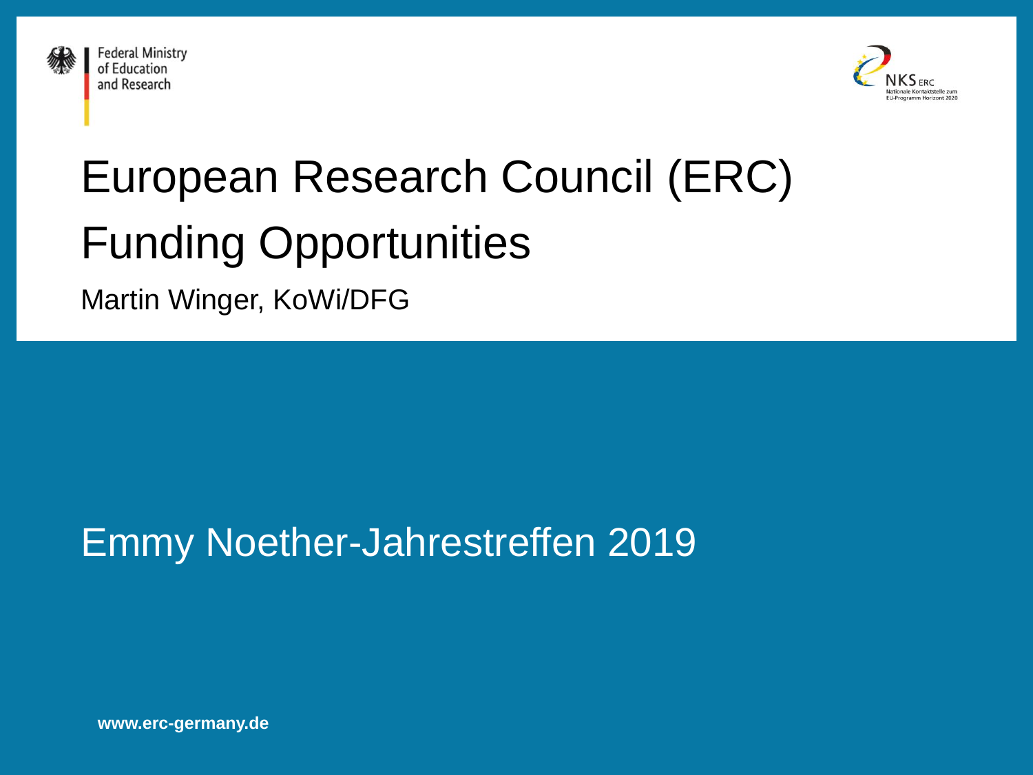Federal Ministry of Education and Research

NKS ERC
Nationale Kontaktstelle zum EU-Programm Horizont 2020

# European Research Council (ERC) Funding Opportunities

Martin Winger, KoWi/DFG

Emmy Noether-Jahrestreffen 2019

**www.erc-germany.de**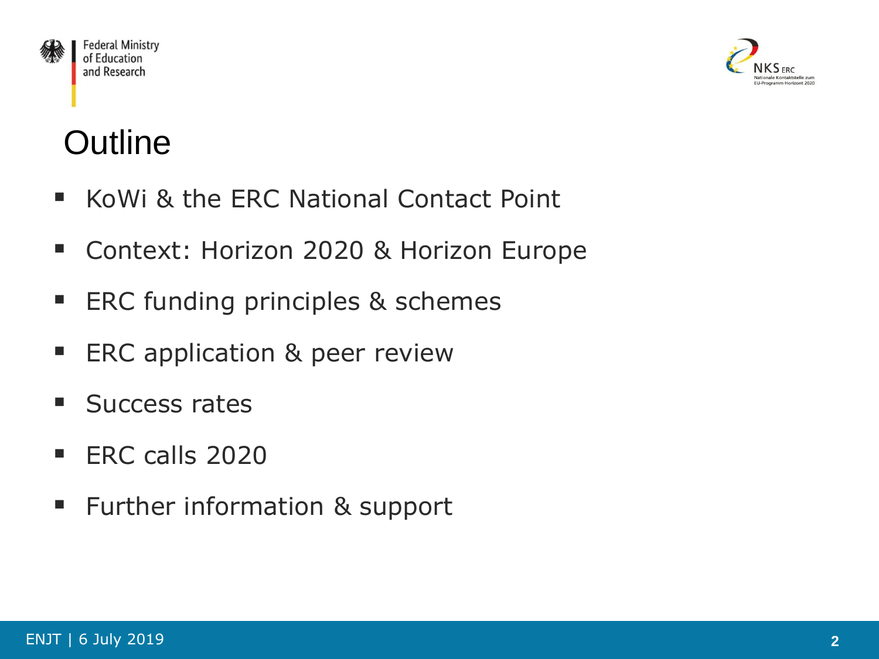# Outline

- KoWi & the ERC National Contact Point
- Context: Horizon 2020 & Horizon Europe
- ERC funding principles & schemes
- ERC application & peer review
- Success rates
- ERC calls 2020
- Further information & support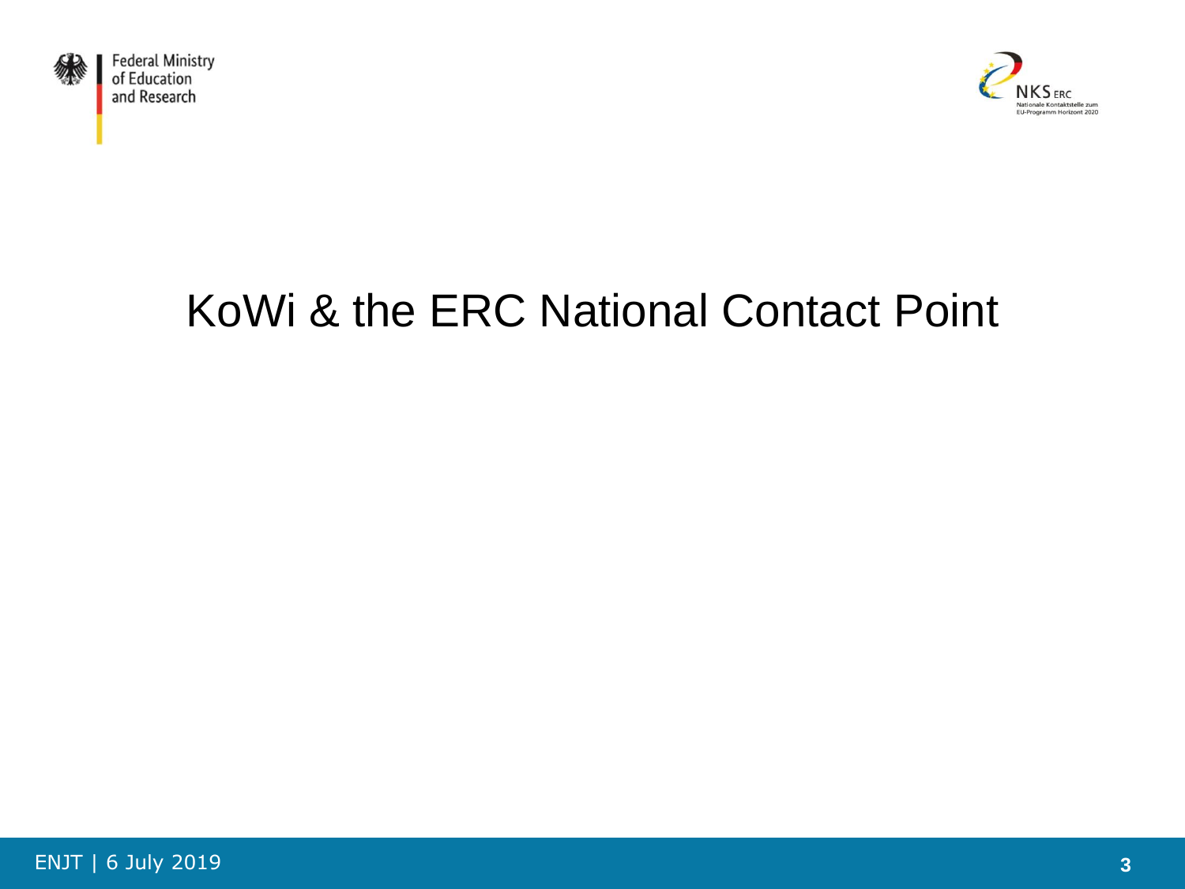# KoWi & the ERC National Contact Point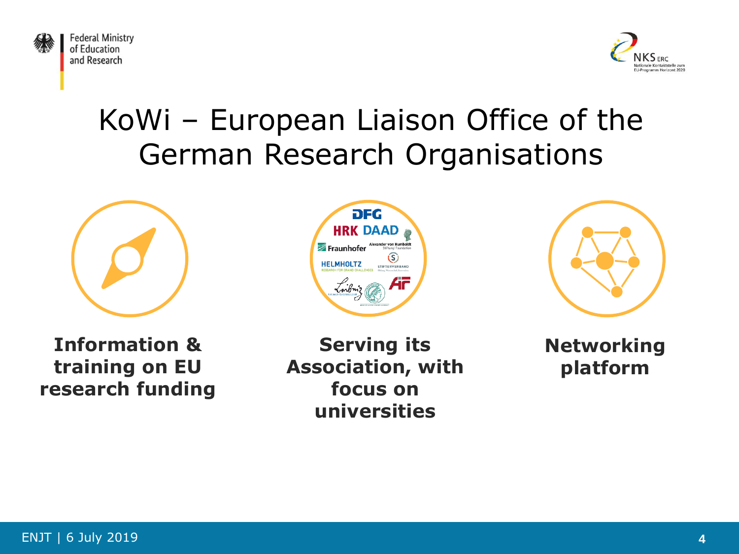# KoWi – European Liaison Office of the German Research Organisations

**Information & training on EU research funding**

**Serving its Association, with focus on universities**

**Networking platform**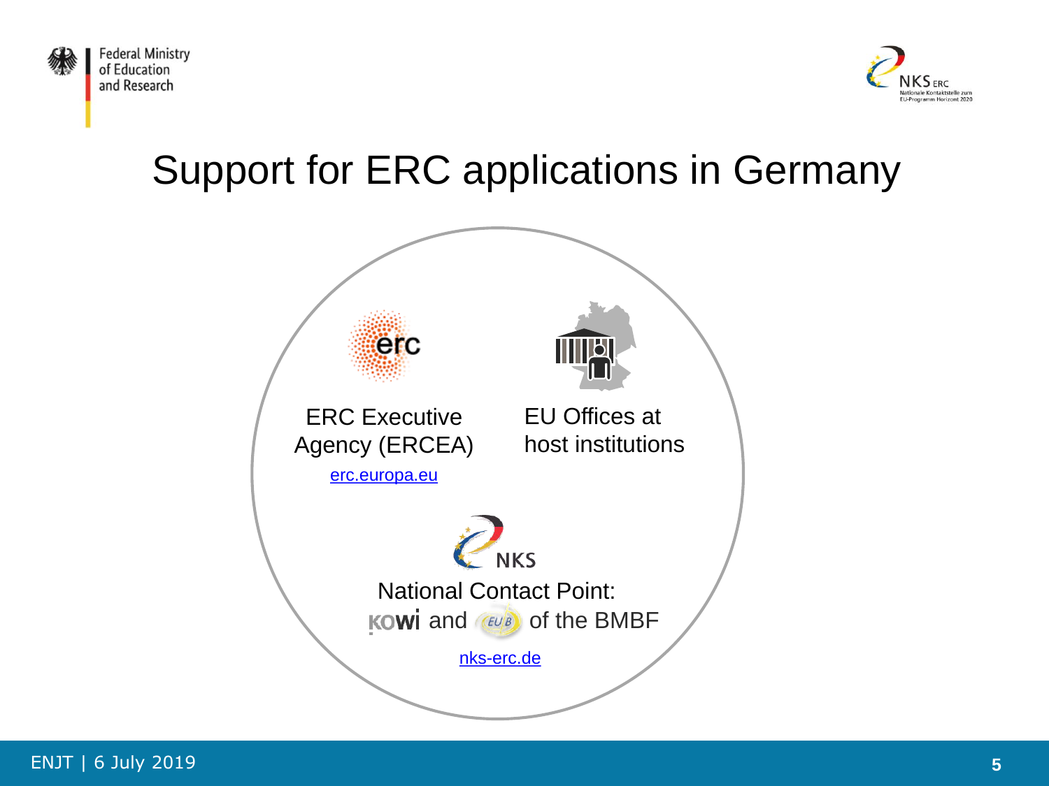# Support for ERC applications in Germany

ERC Executive Agency (ERCEA)

erc.europa.eu

EU Offices at host institutions

National Contact Point: KoWi and EU-B of the BMBF

nks-erc.de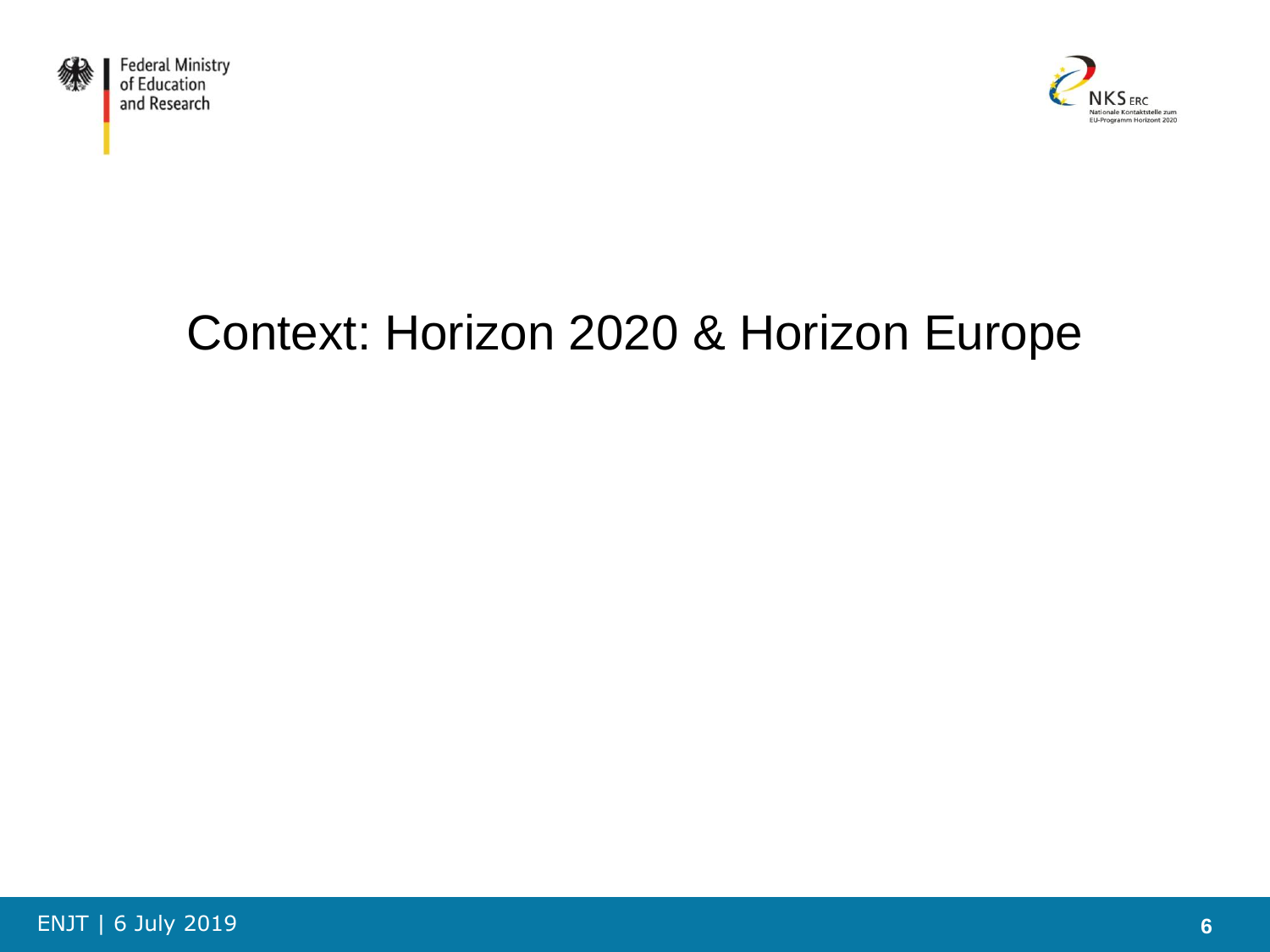# Context: Horizon 2020 & Horizon Europe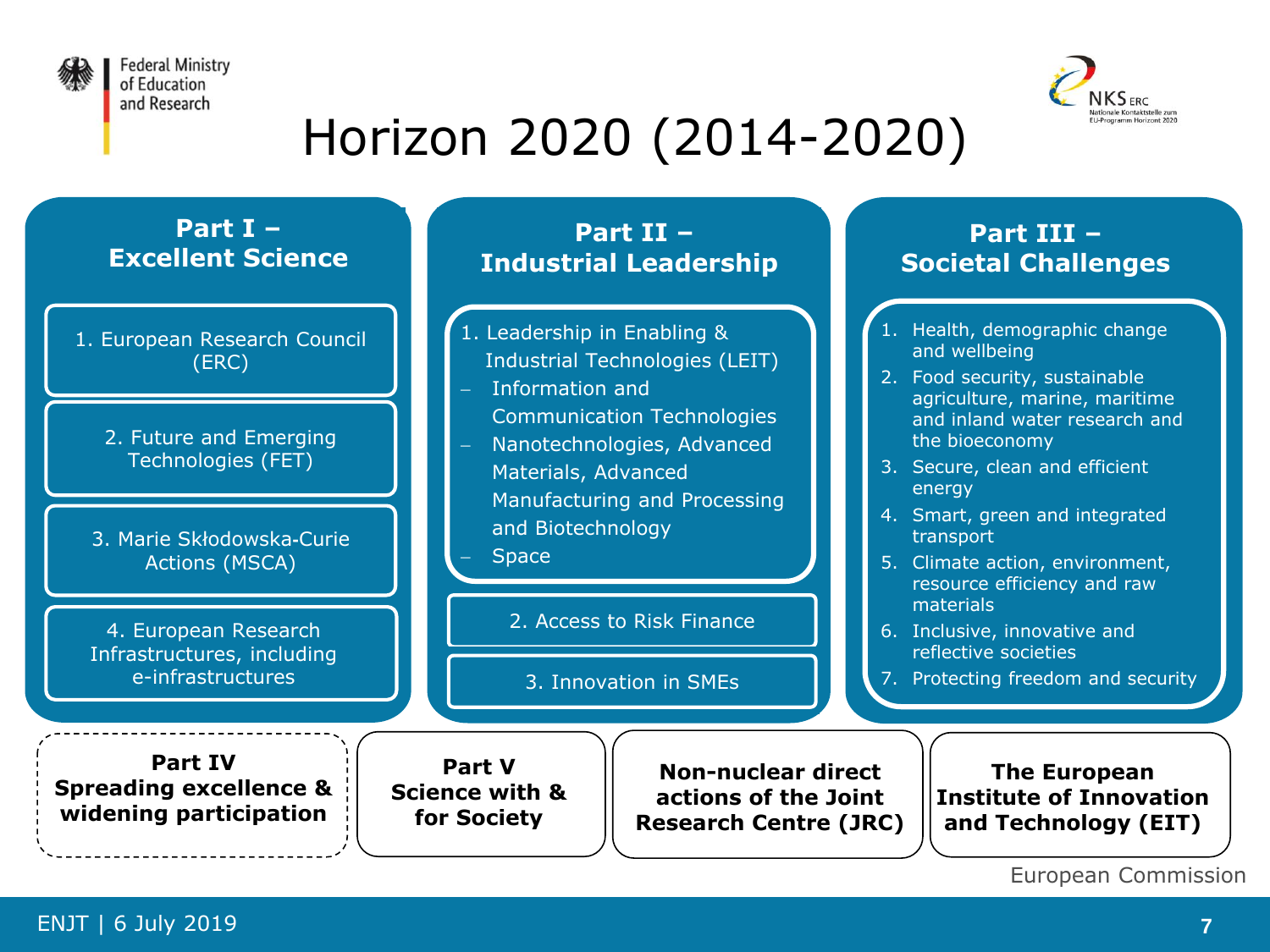# Horizon 2020 (2014-2020)

## Part I – Excellent Science

1. European Research Council (ERC)
2. Future and Emerging Technologies (FET)
3. Marie Skłodowska-Curie Actions (MSCA)
4. European Research Infrastructures, including e-infrastructures

## Part II – Industrial Leadership

1. Leadership in Enabling & Industrial Technologies (LEIT)
   - Information and Communication Technologies
   - Nanotechnologies, Advanced Materials, Advanced Manufacturing and Processing and Biotechnology
   - Space
2. Access to Risk Finance
3. Innovation in SMEs

## Part III – Societal Challenges

1. Health, demographic change and wellbeing
2. Food security, sustainable agriculture, marine, maritime and inland water research and the bioeconomy
3. Secure, clean and efficient energy
4. Smart, green and integrated transport
5. Climate action, environment, resource efficiency and raw materials
6. Inclusive, innovative and reflective societies
7. Protecting freedom and security

**Part IV Spreading excellence & widening participation**

**Part V Science with & for Society**

**Non-nuclear direct actions of the Joint Research Centre (JRC)**

**The European Institute of Innovation and Technology (EIT)**

European Commission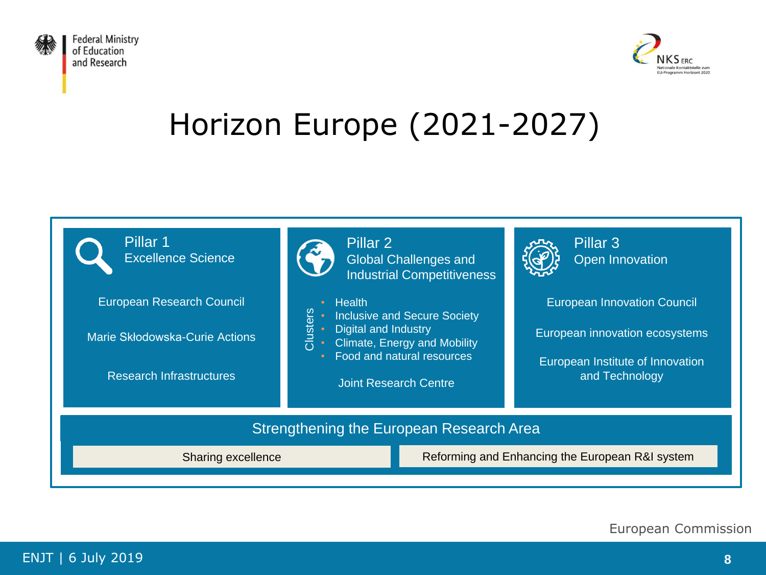# Horizon Europe (2021-2027)

## Pillar 1
### Excellence Science

- European Research Council
- Marie Skłodowska-Curie Actions
- Research Infrastructures

## Pillar 2
### Global Challenges and Industrial Competitiveness

Clusters:

- Health
- Inclusive and Secure Society
- Digital and Industry
- Climate, Energy and Mobility
- Food and natural resources

Joint Research Centre

## Pillar 3
### Open Innovation

- European Innovation Council
- European innovation ecosystems
- European Institute of Innovation and Technology

## Strengthening the European Research Area

- Sharing excellence
- Reforming and Enhancing the European R&I system

European Commission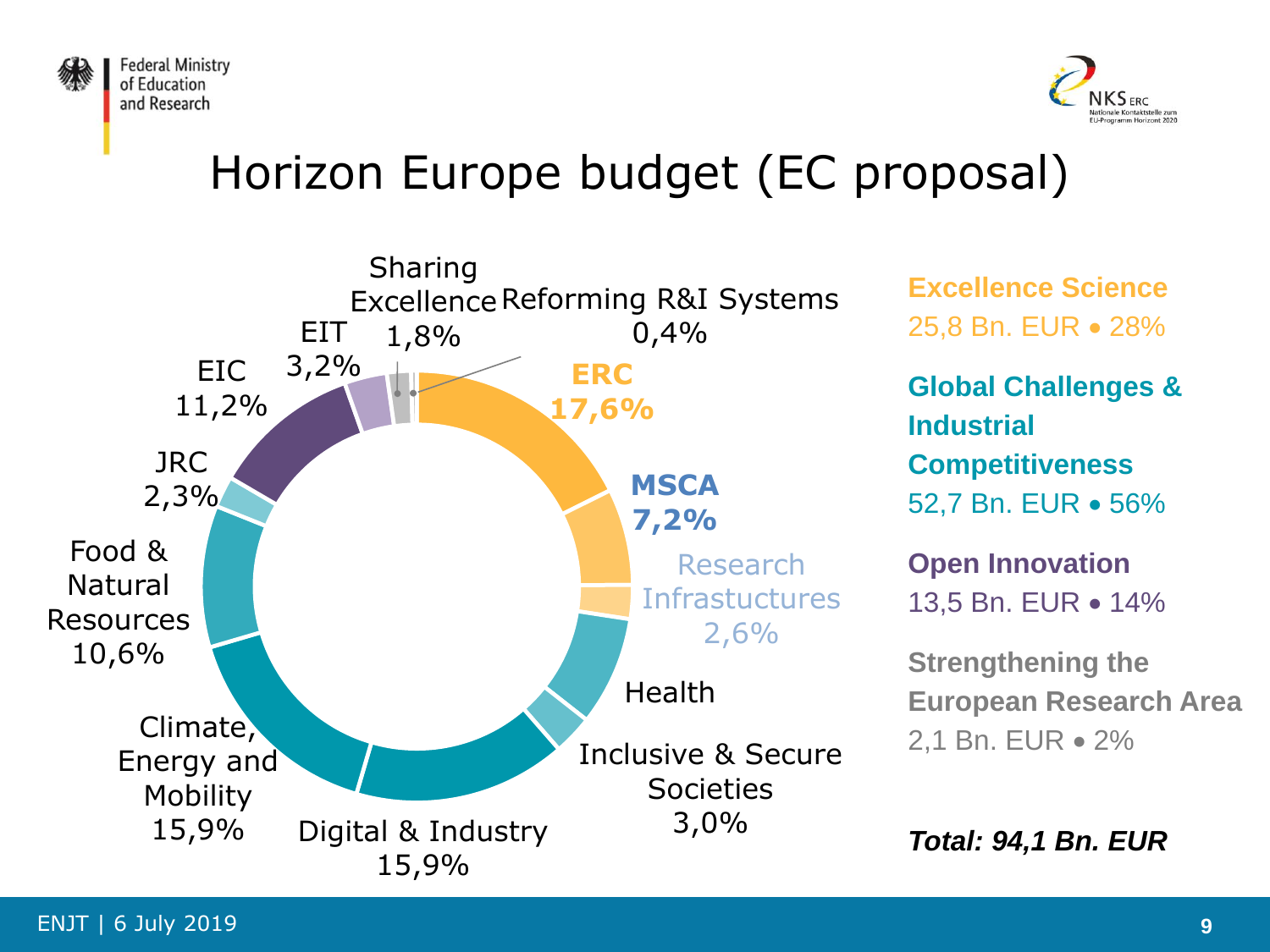# Horizon Europe budget (EC proposal)

- ERC 17,6%
- MSCA 7,2%
- Research Infrastuctures 2,6%
- Health
- Inclusive & Secure Societies 3,0%
- Digital & Industry 15,9%
- Climate, Energy and Mobility 15,9%
- Food & Natural Resources 10,6%
- JRC 2,3%
- EIC 11,2%
- EIT 3,2%
- Sharing Excellence 1,8%
- Reforming R&I Systems 0,4%

**Excellence Science**
25,8 Bn. EUR • 28%

**Global Challenges & Industrial Competitiveness**
52,7 Bn. EUR • 56%

**Open Innovation**
13,5 Bn. EUR • 14%

**Strengthening the European Research Area**
2,1 Bn. EUR • 2%

***Total: 94,1 Bn. EUR***

ENJT | 6 July 2019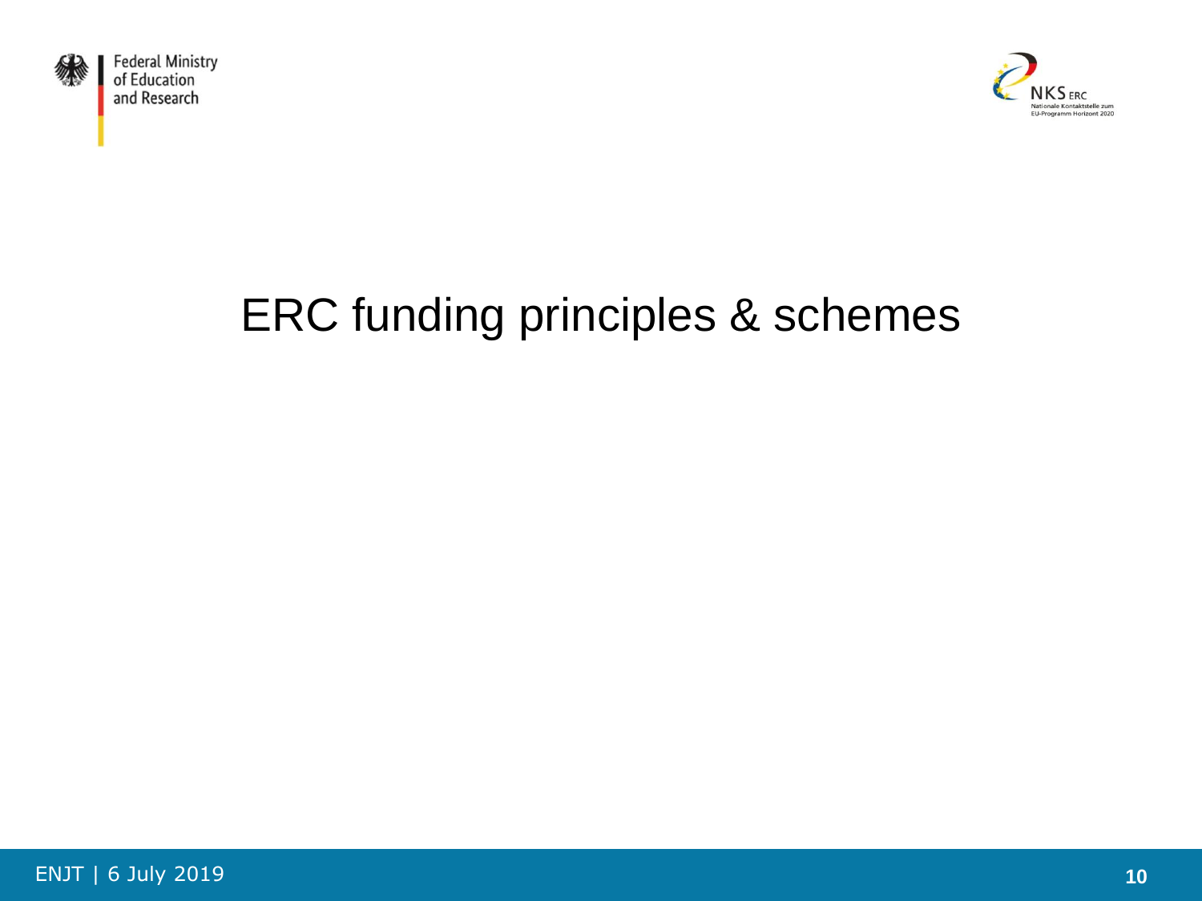# ERC funding principles & schemes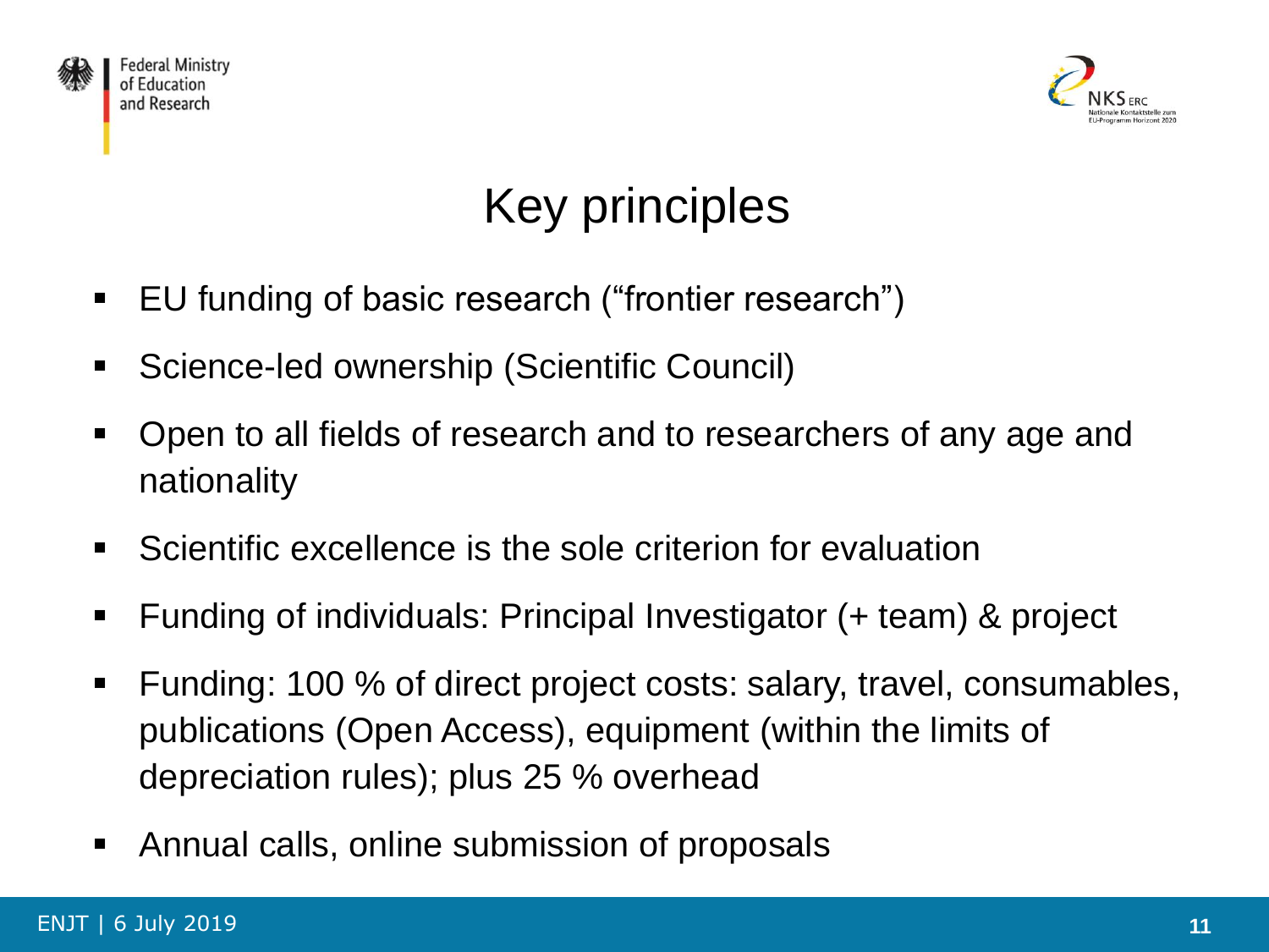# Key principles

- EU funding of basic research ("frontier research")
- Science-led ownership (Scientific Council)
- Open to all fields of research and to researchers of any age and nationality
- Scientific excellence is the sole criterion for evaluation
- Funding of individuals: Principal Investigator (+ team) & project
- Funding: 100 % of direct project costs: salary, travel, consumables, publications (Open Access), equipment (within the limits of depreciation rules); plus 25 % overhead
- Annual calls, online submission of proposals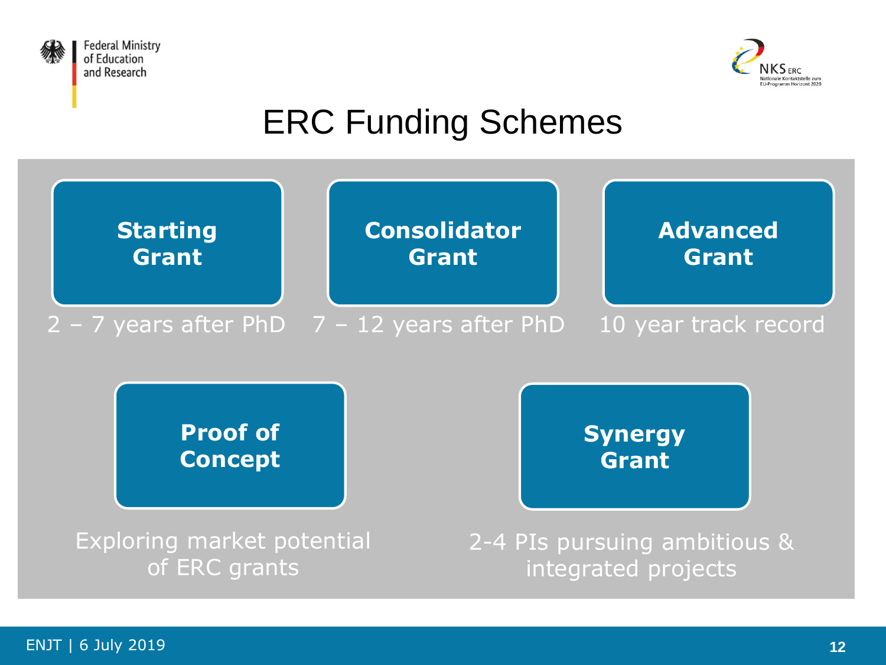# ERC Funding Schemes

**Starting Grant**

2 – 7 years after PhD

**Consolidator Grant**

7 – 12 years after PhD

**Advanced Grant**

10 year track record

**Proof of Concept**

Exploring market potential of ERC grants

**Synergy Grant**

2-4 PIs pursuing ambitious & integrated projects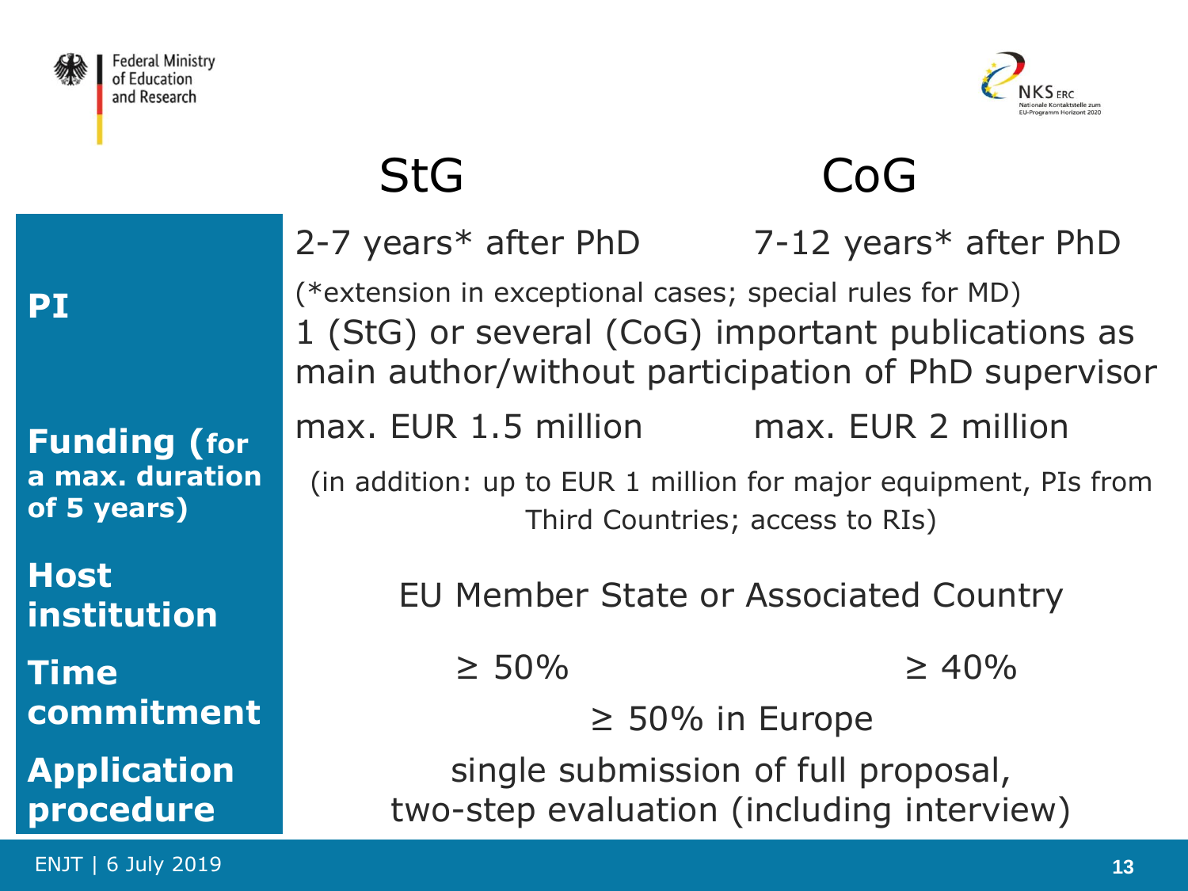| | StG | CoG |
|---|---|---|
| **PI** | 2-7 years* after PhD | 7-12 years* after PhD |
| | (*extension in exceptional cases; special rules for MD)<br>1 (StG) or several (CoG) important publications as main author/without participation of PhD supervisor | |
| **Funding (for a max. duration of 5 years)** | max. EUR 1.5 million | max. EUR 2 million |
| | (in addition: up to EUR 1 million for major equipment, PIs from Third Countries; access to RIs) | |
| **Host institution** | EU Member State or Associated Country | |
| **Time commitment** | ≥ 50% | ≥ 40% |
| | ≥ 50% in Europe | |
| **Application procedure** | single submission of full proposal, two-step evaluation (including interview) | |

ENJT | 6 July 2019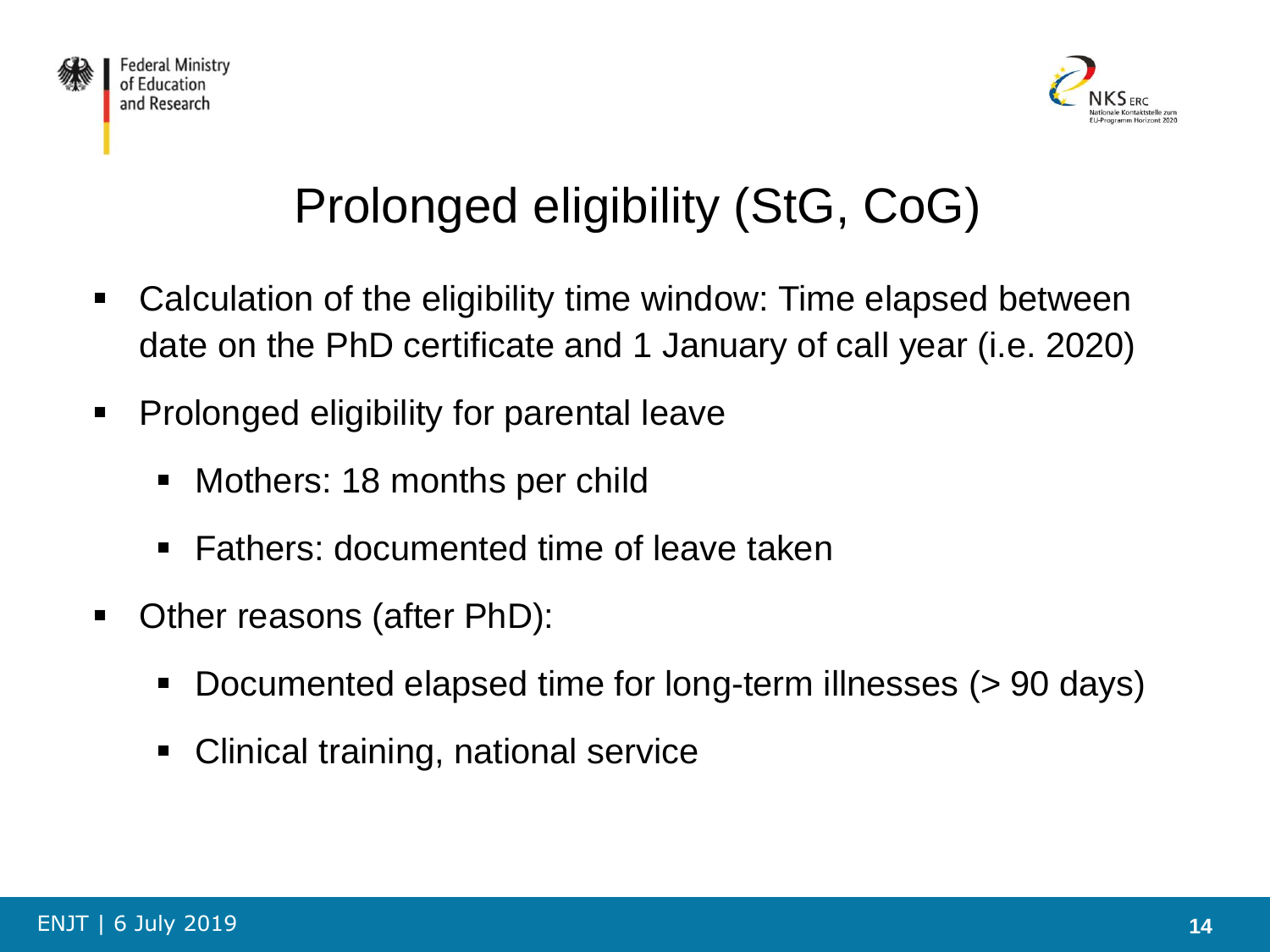# Prolonged eligibility (StG, CoG)

- Calculation of the eligibility time window: Time elapsed between date on the PhD certificate and 1 January of call year (i.e. 2020)
- Prolonged eligibility for parental leave
  - Mothers: 18 months per child
  - Fathers: documented time of leave taken
- Other reasons (after PhD):
  - Documented elapsed time for long-term illnesses (> 90 days)
  - Clinical training, national service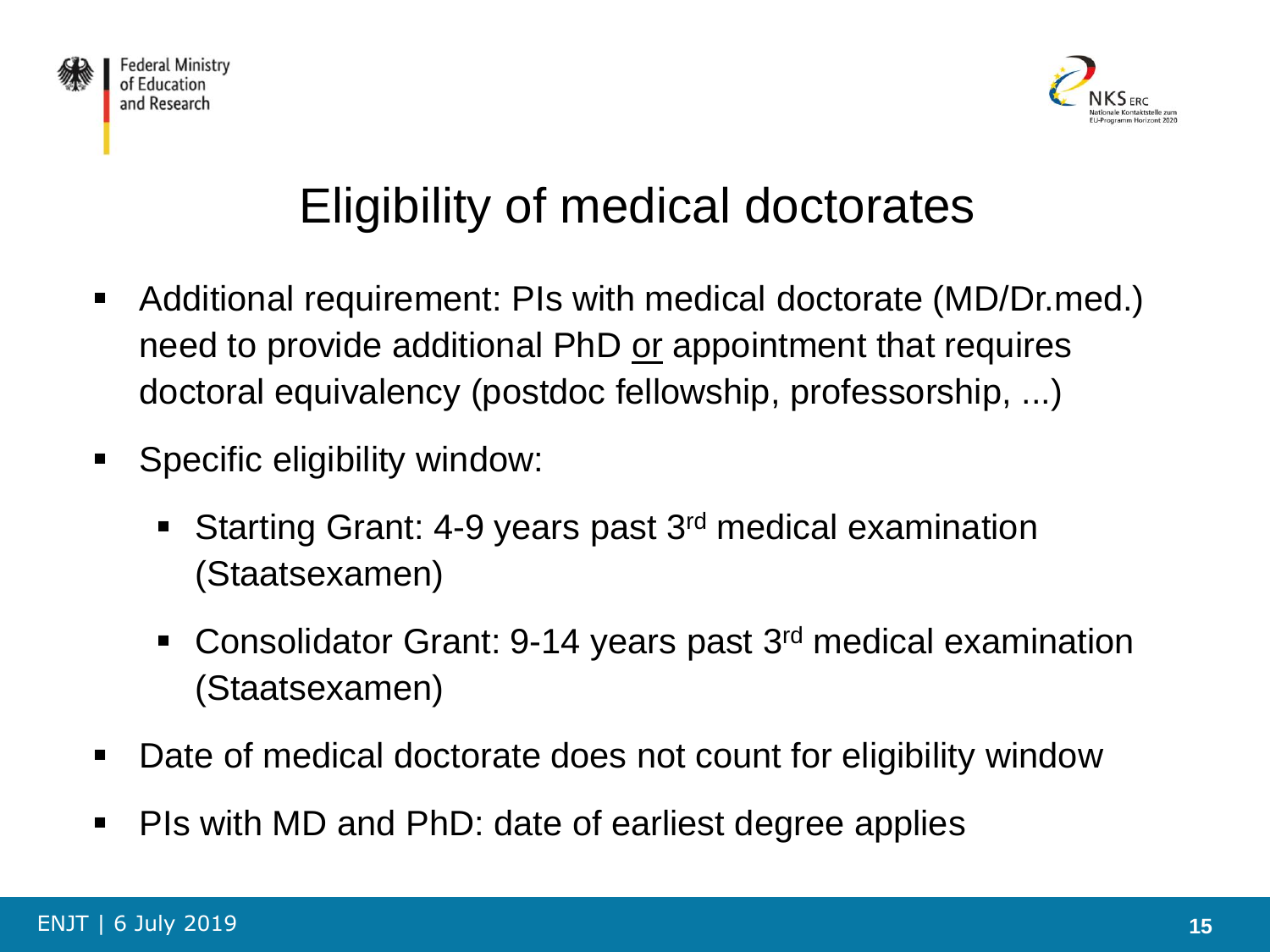# Eligibility of medical doctorates

- Additional requirement: PIs with medical doctorate (MD/Dr.med.) need to provide additional PhD <u>or</u> appointment that requires doctoral equivalency (postdoc fellowship, professorship, ...)
- Specific eligibility window:
  - Starting Grant: 4-9 years past 3rd medical examination (Staatsexamen)
  - Consolidator Grant: 9-14 years past 3rd medical examination (Staatsexamen)
- Date of medical doctorate does not count for eligibility window
- PIs with MD and PhD: date of earliest degree applies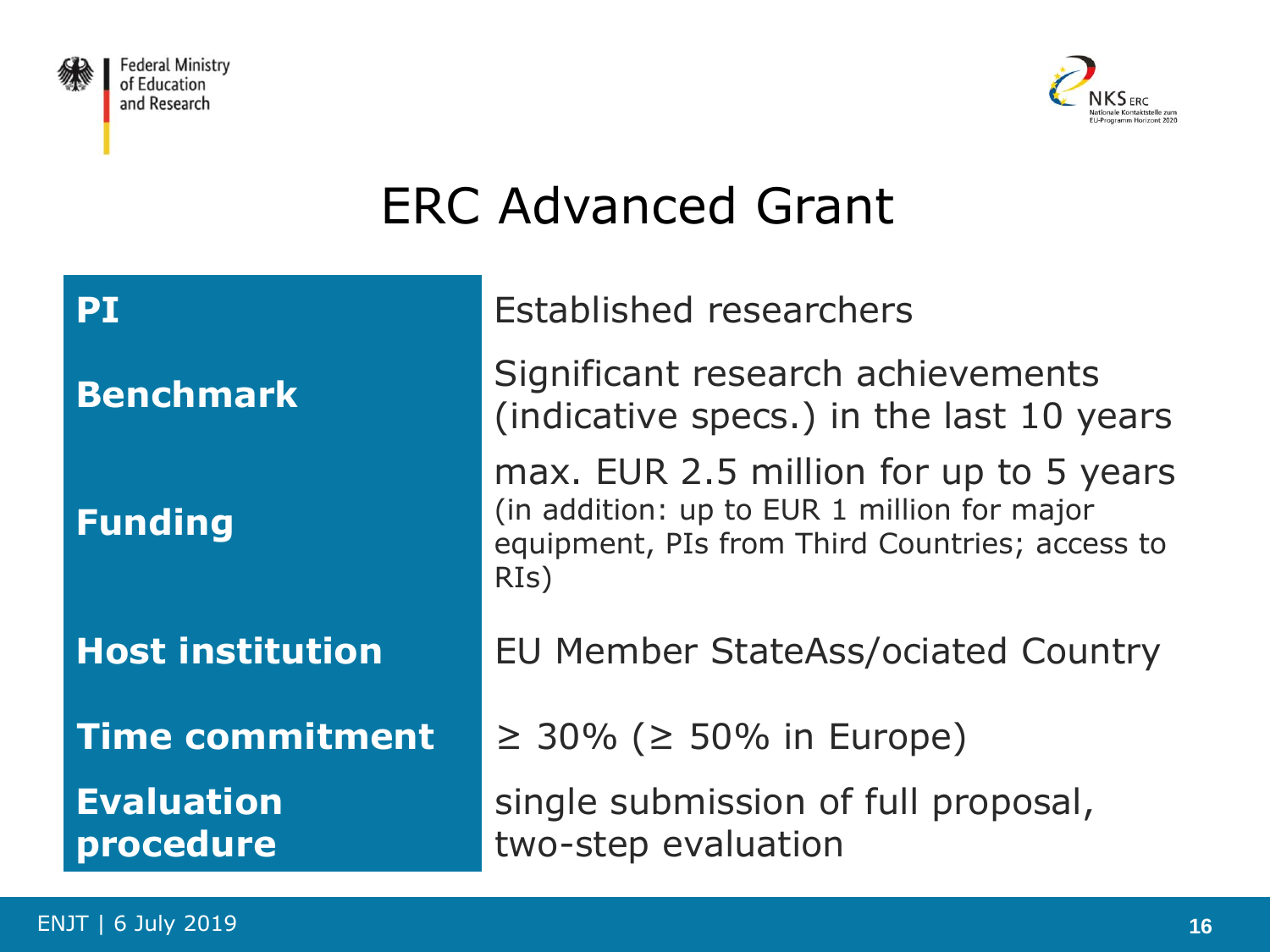# ERC Advanced Grant

| | |
|---|---|
| **PI** | Established researchers |
| **Benchmark** | Significant research achievements (indicative specs.) in the last 10 years |
| **Funding** | max. EUR 2.5 million for up to 5 years (in addition: up to EUR 1 million for major equipment, PIs from Third Countries; access to RIs) |
| **Host institution** | EU Member StateAss/ociated Country |
| **Time commitment** | ≥ 30% (≥ 50% in Europe) |
| **Evaluation procedure** | single submission of full proposal, two-step evaluation |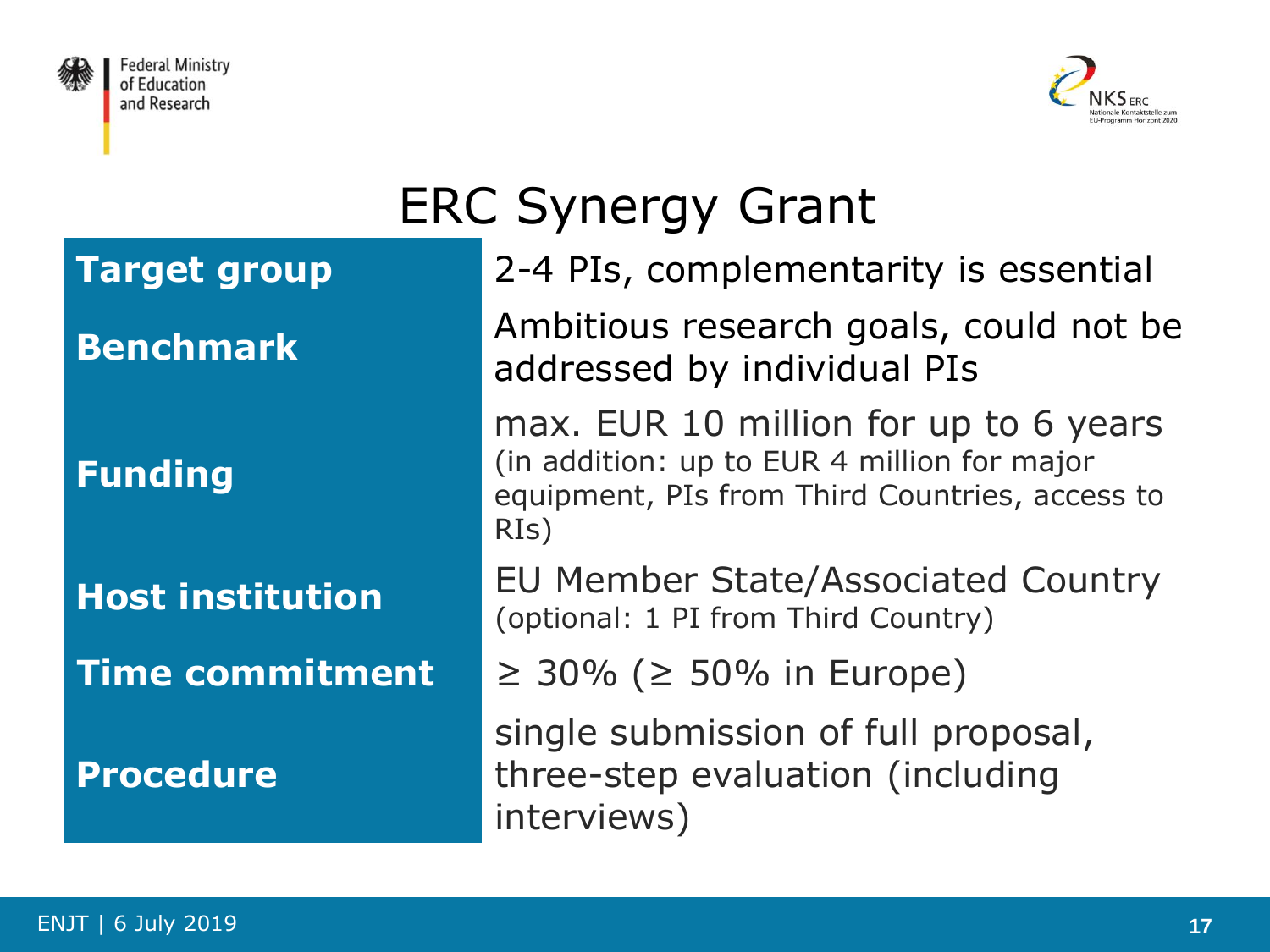# ERC Synergy Grant

| | |
|---|---|
| **Target group** | 2-4 PIs, complementarity is essential |
| **Benchmark** | Ambitious research goals, could not be addressed by individual PIs |
| **Funding** | max. EUR 10 million for up to 6 years (in addition: up to EUR 4 million for major equipment, PIs from Third Countries, access to RIs) |
| **Host institution** | EU Member State/Associated Country (optional: 1 PI from Third Country) |
| **Time commitment** | ≥ 30% (≥ 50% in Europe) |
| **Procedure** | single submission of full proposal, three-step evaluation (including interviews) |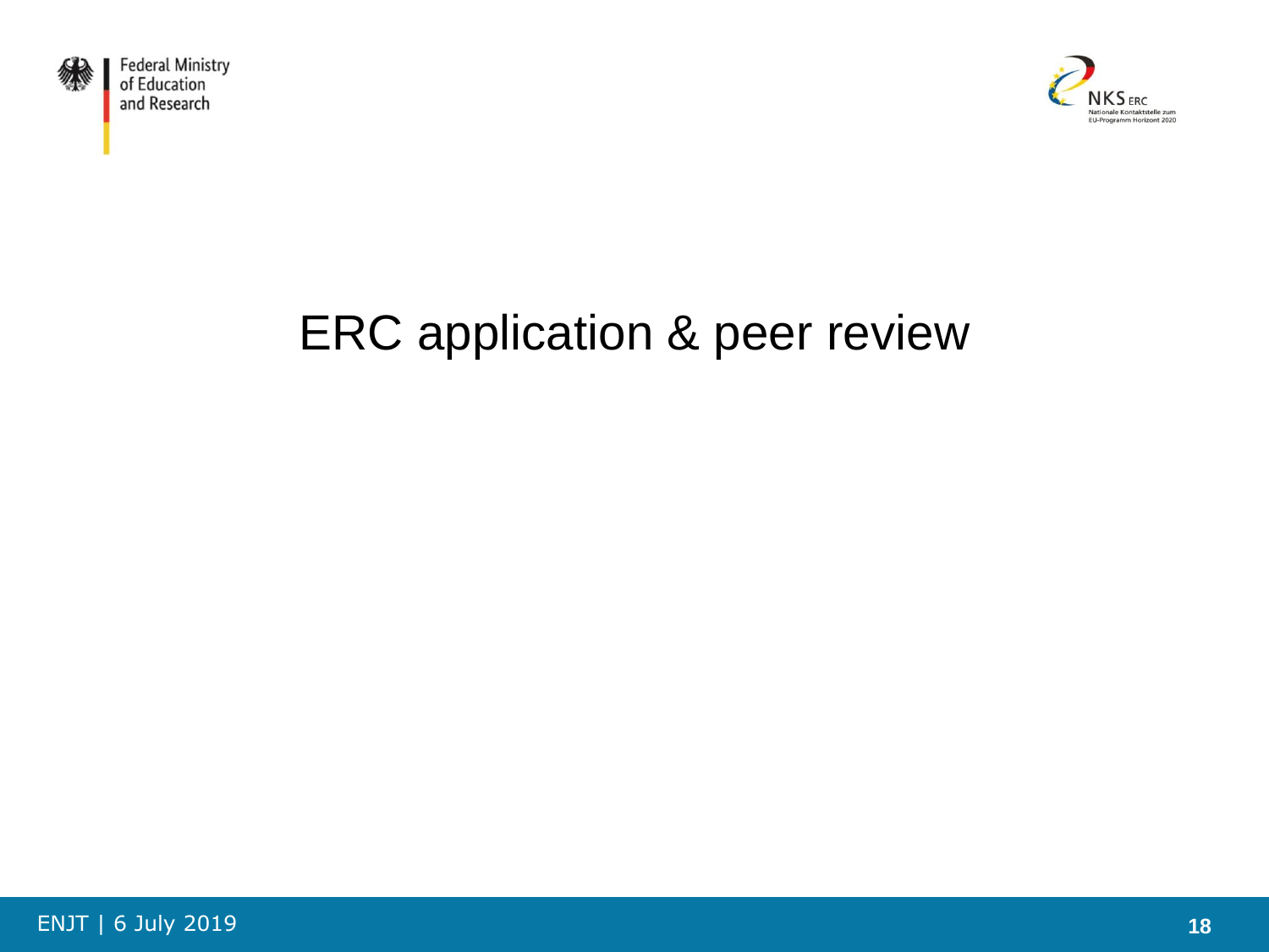# ERC application & peer review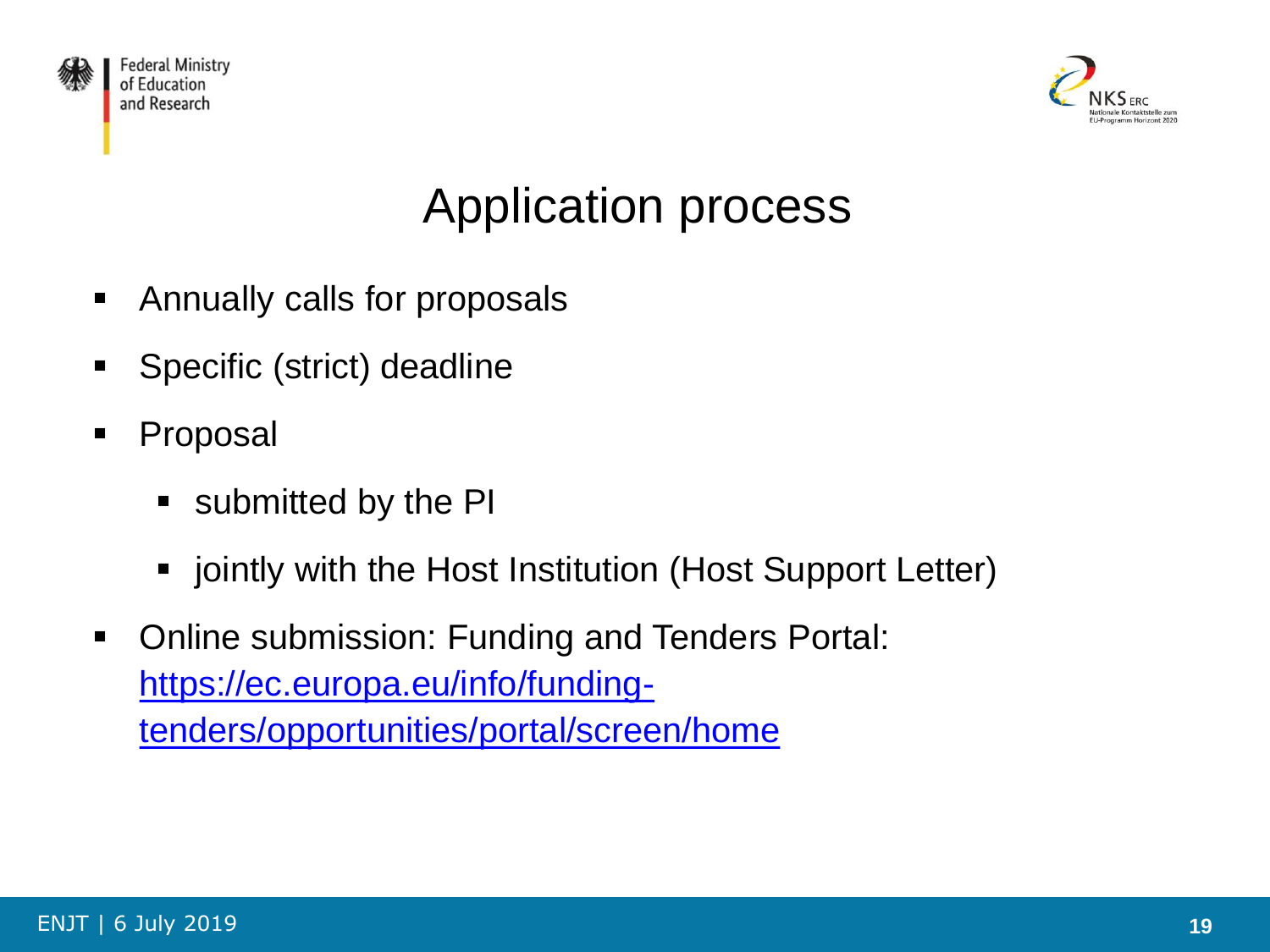# Application process

- Annually calls for proposals
- Specific (strict) deadline
- Proposal
  - submitted by the PI
  - jointly with the Host Institution (Host Support Letter)
- Online submission: Funding and Tenders Portal: [https://ec.europa.eu/info/funding-tenders/opportunities/portal/screen/home](https://ec.europa.eu/info/funding-tenders/opportunities/portal/screen/home)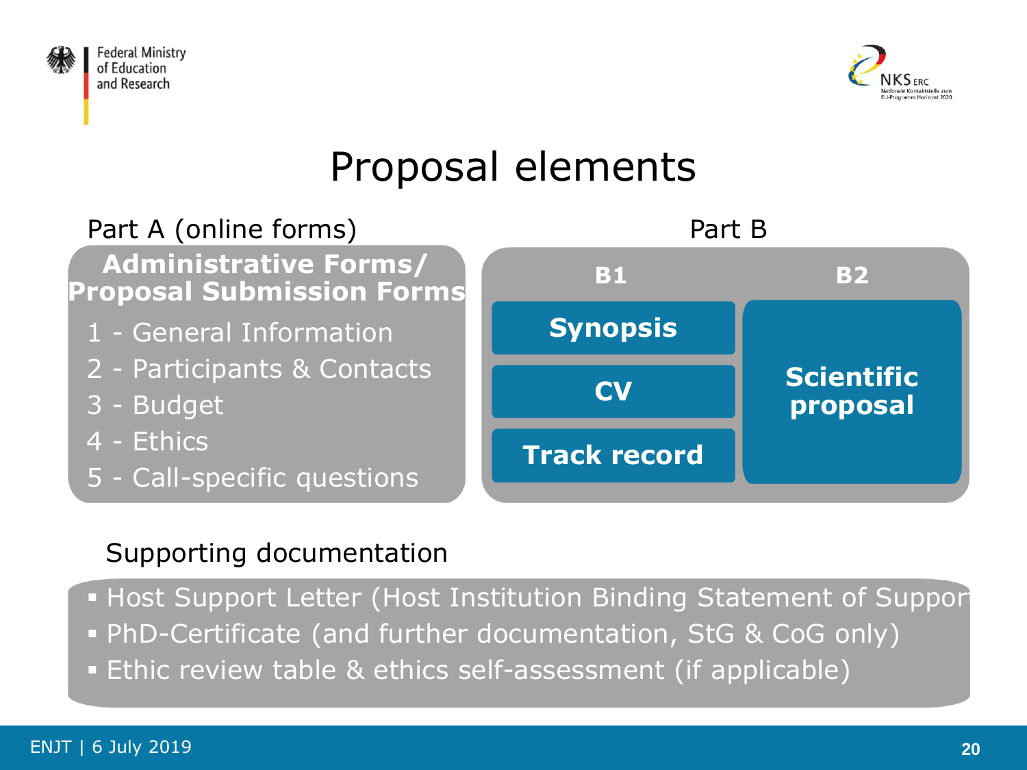# Proposal elements

**Part A (online forms)**

**Administrative Forms/ Proposal Submission Forms**

1 - General Information
2 - Participants & Contacts
3 - Budget
4 - Ethics
5 - Call-specific questions

**Part B**

| B1 | B2 |
| --- | --- |
| **Synopsis** | **Scientific proposal** |
| **CV** | |
| **Track record** | |

**Supporting documentation**

- Host Support Letter (Host Institution Binding Statement of Suppor
- PhD-Certificate (and further documentation, StG & CoG only)
- Ethic review table & ethics self-assessment (if applicable)

ENJT | 6 July 2019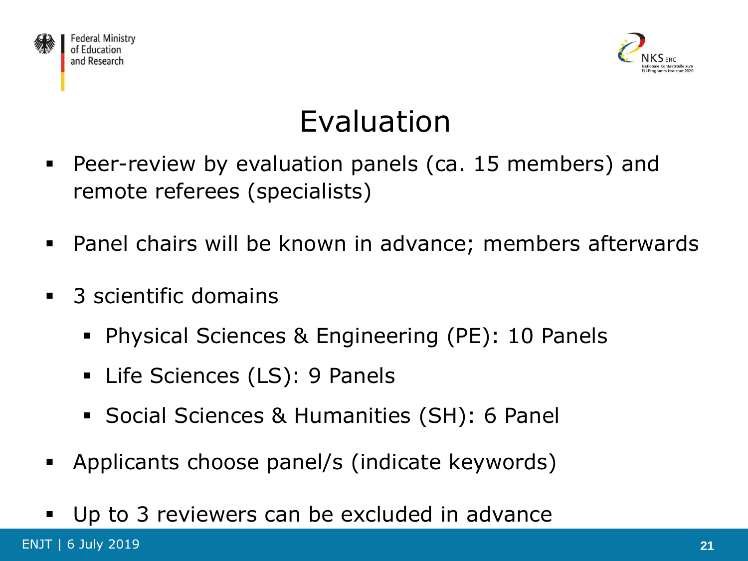# Evaluation

- Peer-review by evaluation panels (ca. 15 members) and remote referees (specialists)
- Panel chairs will be known in advance; members afterwards
- 3 scientific domains
  - Physical Sciences & Engineering (PE): 10 Panels
  - Life Sciences (LS): 9 Panels
  - Social Sciences & Humanities (SH): 6 Panel
- Applicants choose panel/s (indicate keywords)
- Up to 3 reviewers can be excluded in advance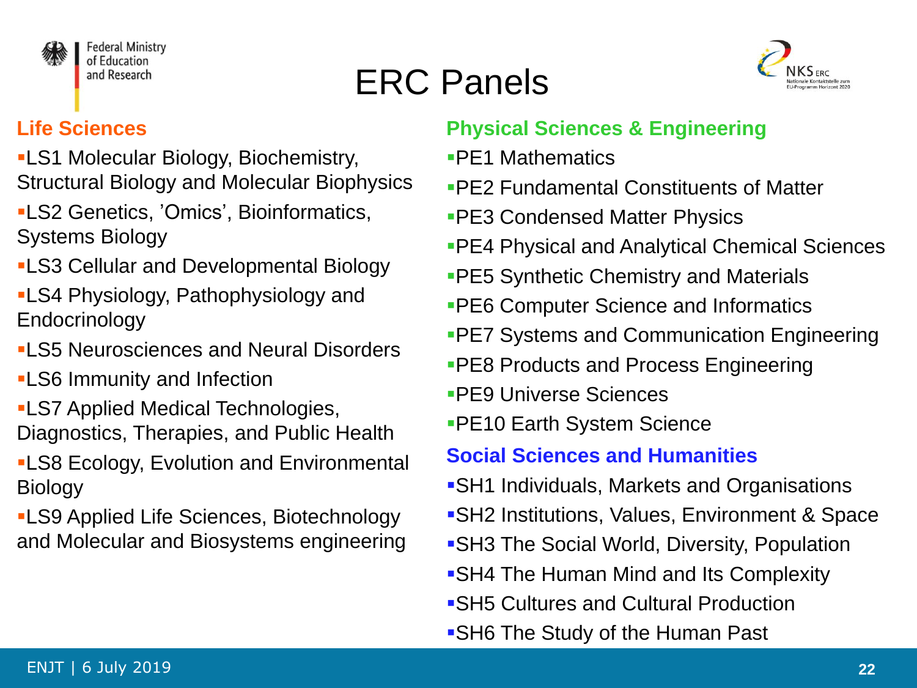# ERC Panels

## Life Sciences

- LS1 Molecular Biology, Biochemistry, Structural Biology and Molecular Biophysics
- LS2 Genetics, 'Omics', Bioinformatics, Systems Biology
- LS3 Cellular and Developmental Biology
- LS4 Physiology, Pathophysiology and Endocrinology
- LS5 Neurosciences and Neural Disorders
- LS6 Immunity and Infection
- LS7 Applied Medical Technologies, Diagnostics, Therapies, and Public Health
- LS8 Ecology, Evolution and Environmental Biology
- LS9 Applied Life Sciences, Biotechnology and Molecular and Biosystems engineering

## Physical Sciences & Engineering

- PE1 Mathematics
- PE2 Fundamental Constituents of Matter
- PE3 Condensed Matter Physics
- PE4 Physical and Analytical Chemical Sciences
- PE5 Synthetic Chemistry and Materials
- PE6 Computer Science and Informatics
- PE7 Systems and Communication Engineering
- PE8 Products and Process Engineering
- PE9 Universe Sciences
- PE10 Earth System Science

## Social Sciences and Humanities

- SH1 Individuals, Markets and Organisations
- SH2 Institutions, Values, Environment & Space
- SH3 The Social World, Diversity, Population
- SH4 The Human Mind and Its Complexity
- SH5 Cultures and Cultural Production
- SH6 The Study of the Human Past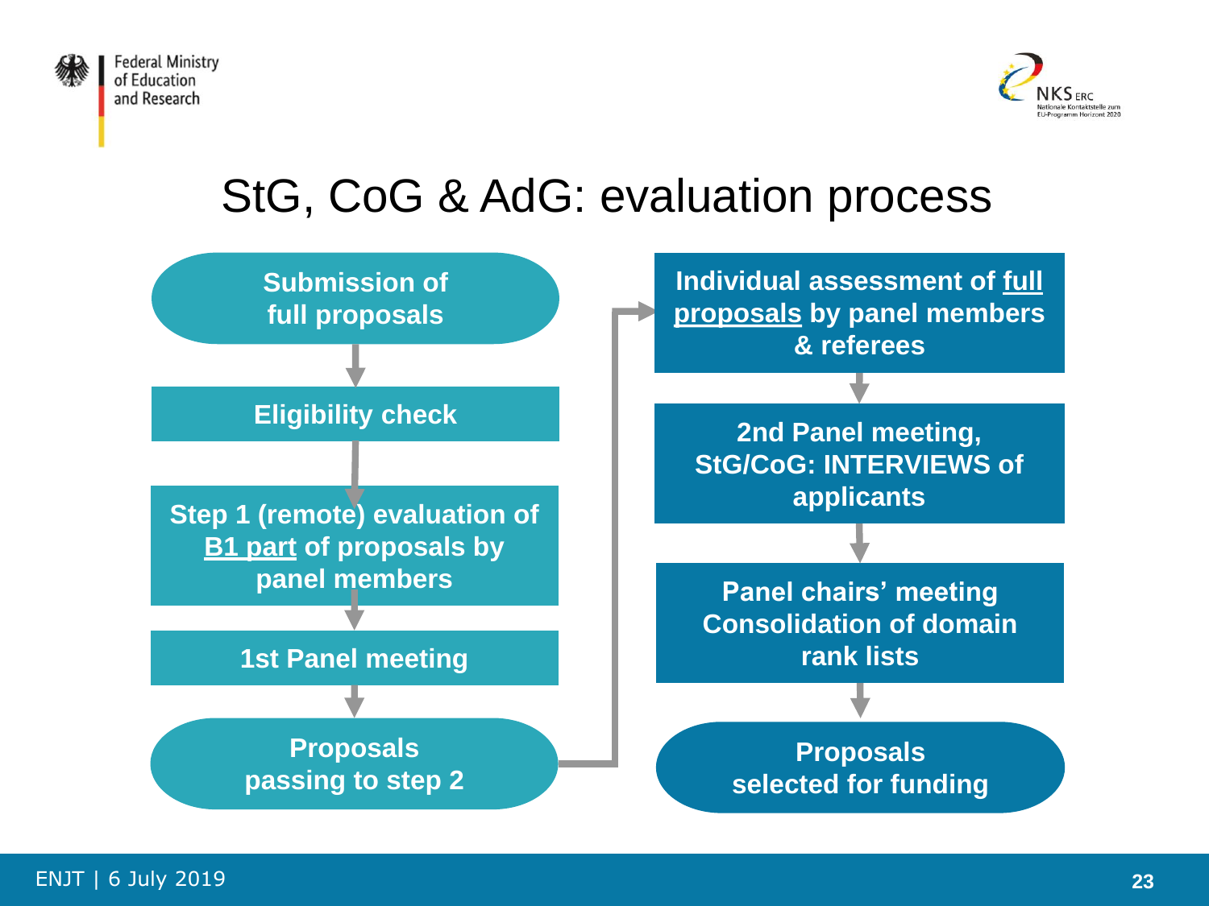# StG, CoG & AdG: evaluation process

- **Submission of full proposals**
- **Eligibility check**
- **Step 1 (remote) evaluation of B1 part of proposals by panel members**
- **1st Panel meeting**
- **Proposals passing to step 2**
- **Individual assessment of full proposals by panel members & referees**
- **2nd Panel meeting, StG/CoG: INTERVIEWS of applicants**
- **Panel chairs' meeting Consolidation of domain rank lists**
- **Proposals selected for funding**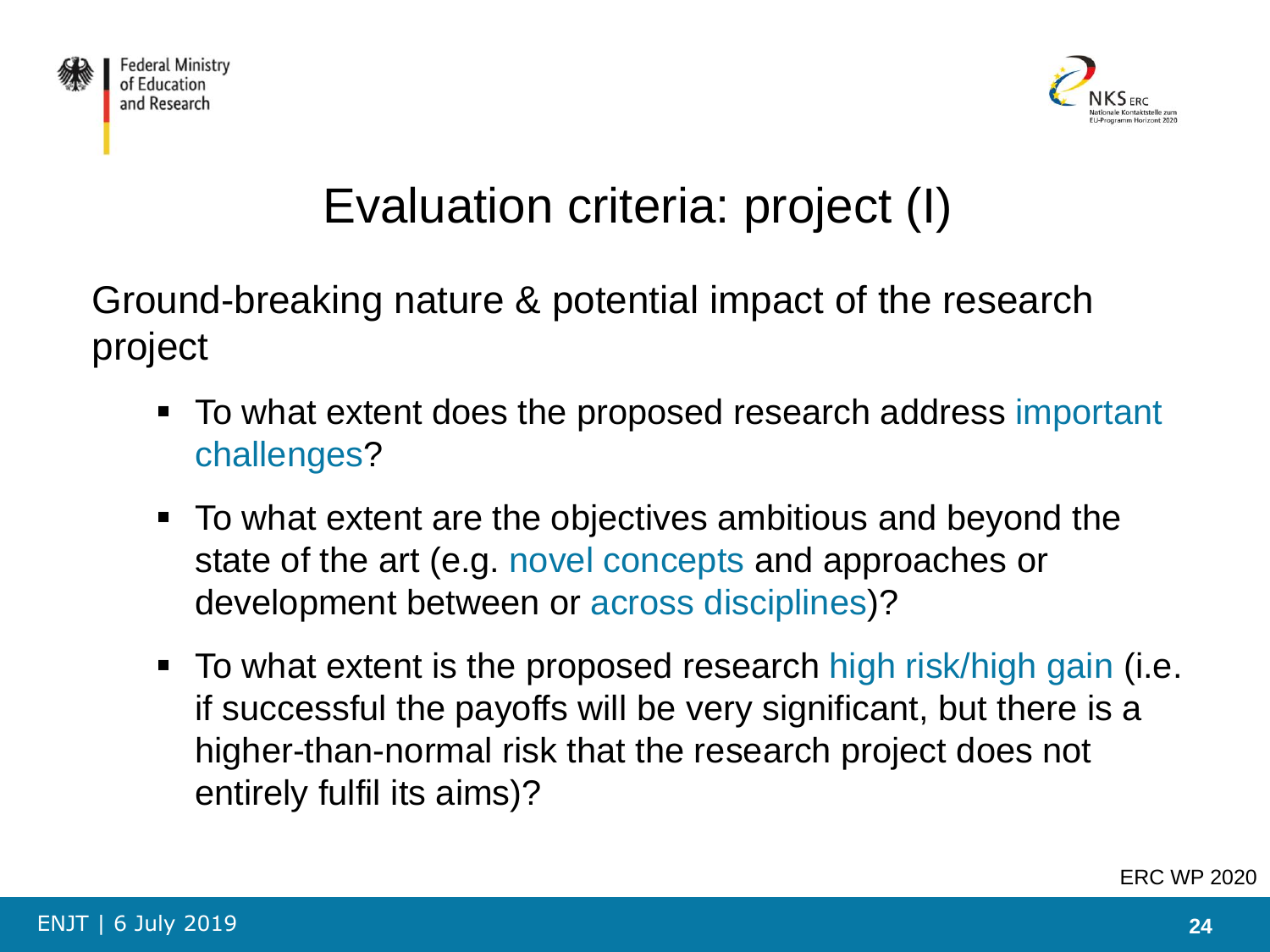# Evaluation criteria: project (I)

Ground-breaking nature & potential impact of the research project

- To what extent does the proposed research address important challenges?
- To what extent are the objectives ambitious and beyond the state of the art (e.g. novel concepts and approaches or development between or across disciplines)?
- To what extent is the proposed research high risk/high gain (i.e. if successful the payoffs will be very significant, but there is a higher-than-normal risk that the research project does not entirely fulfil its aims)?

ERC WP 2020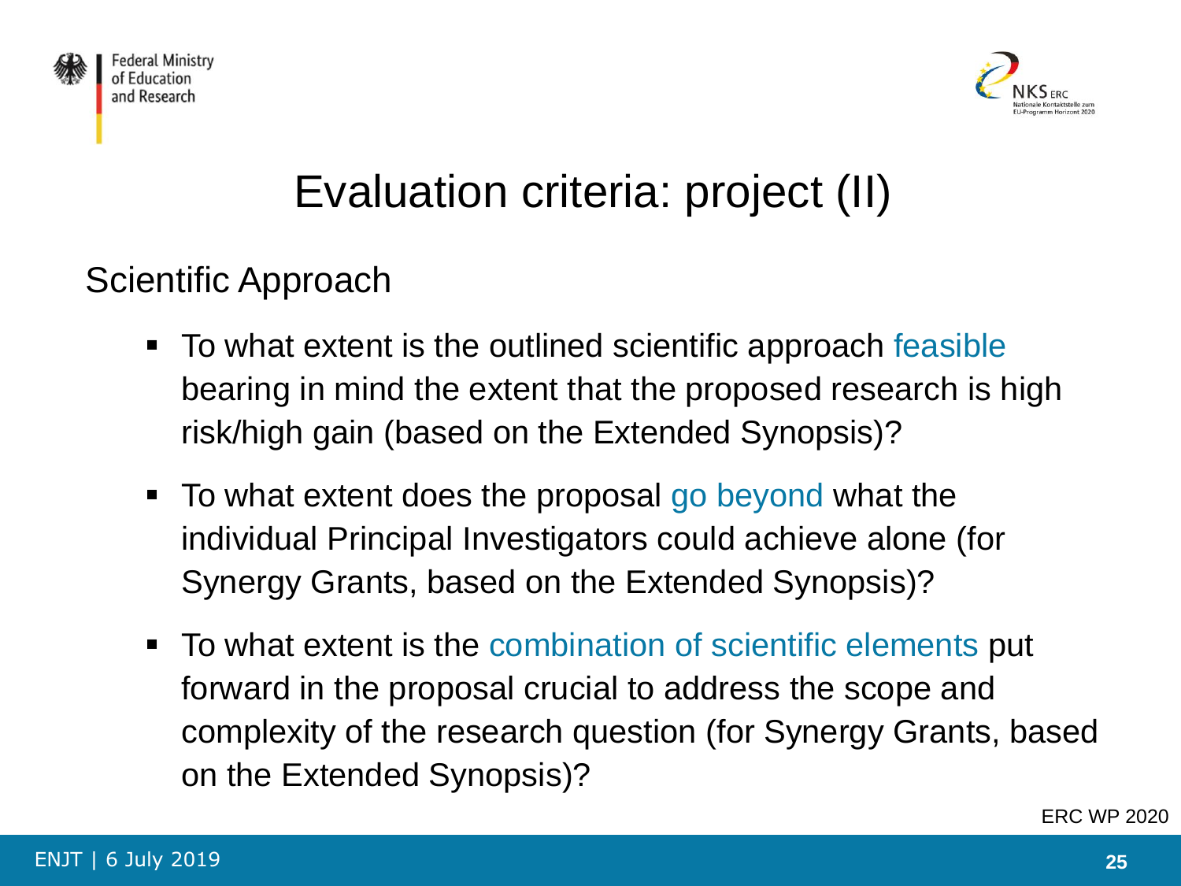# Evaluation criteria: project (II)

## Scientific Approach

- To what extent is the outlined scientific approach feasible bearing in mind the extent that the proposed research is high risk/high gain (based on the Extended Synopsis)?
- To what extent does the proposal go beyond what the individual Principal Investigators could achieve alone (for Synergy Grants, based on the Extended Synopsis)?
- To what extent is the combination of scientific elements put forward in the proposal crucial to address the scope and complexity of the research question (for Synergy Grants, based on the Extended Synopsis)?

ERC WP 2020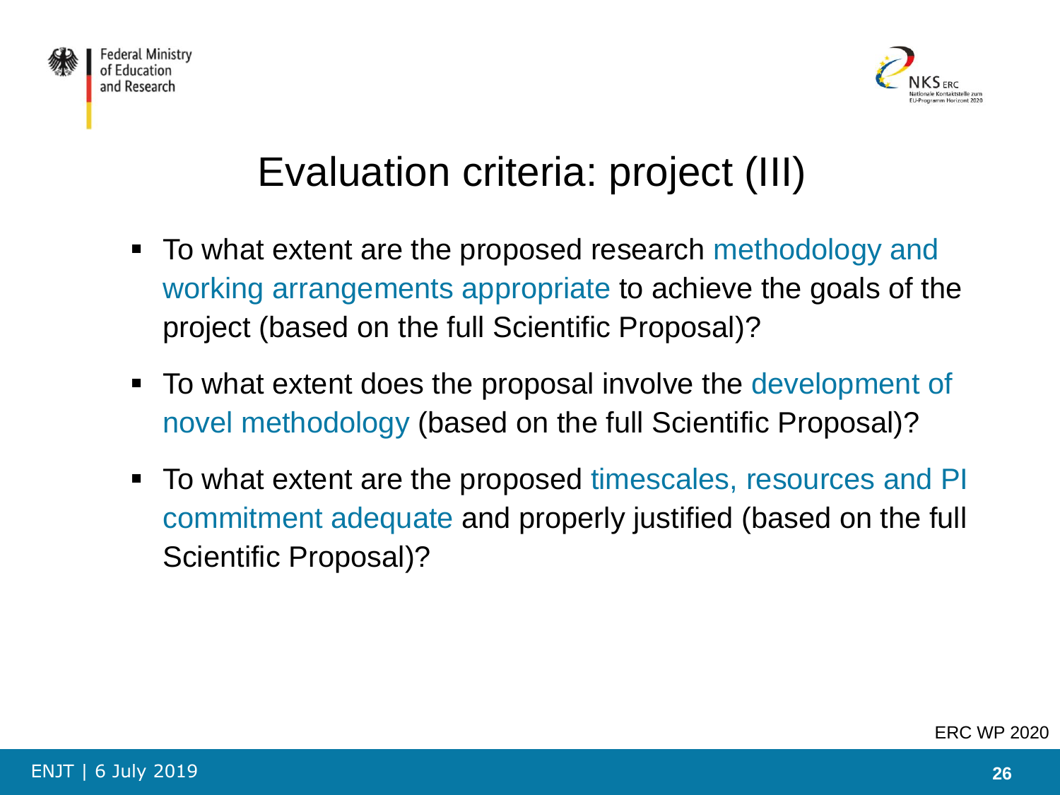# Evaluation criteria: project (III)

- To what extent are the proposed research methodology and working arrangements appropriate to achieve the goals of the project (based on the full Scientific Proposal)?
- To what extent does the proposal involve the development of novel methodology (based on the full Scientific Proposal)?
- To what extent are the proposed timescales, resources and PI commitment adequate and properly justified (based on the full Scientific Proposal)?

ERC WP 2020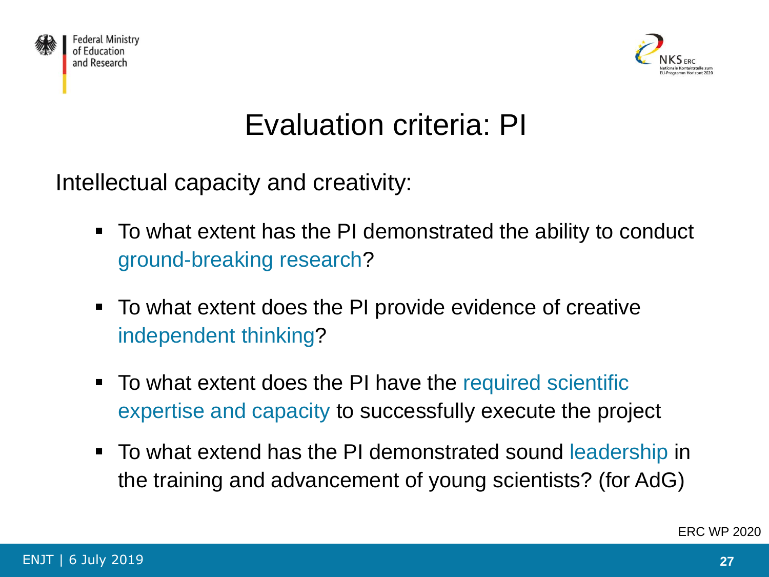# Evaluation criteria: PI

Intellectual capacity and creativity:

- To what extent has the PI demonstrated the ability to conduct ground-breaking research?
- To what extent does the PI provide evidence of creative independent thinking?
- To what extent does the PI have the required scientific expertise and capacity to successfully execute the project
- To what extend has the PI demonstrated sound leadership in the training and advancement of young scientists? (for AdG)

ERC WP 2020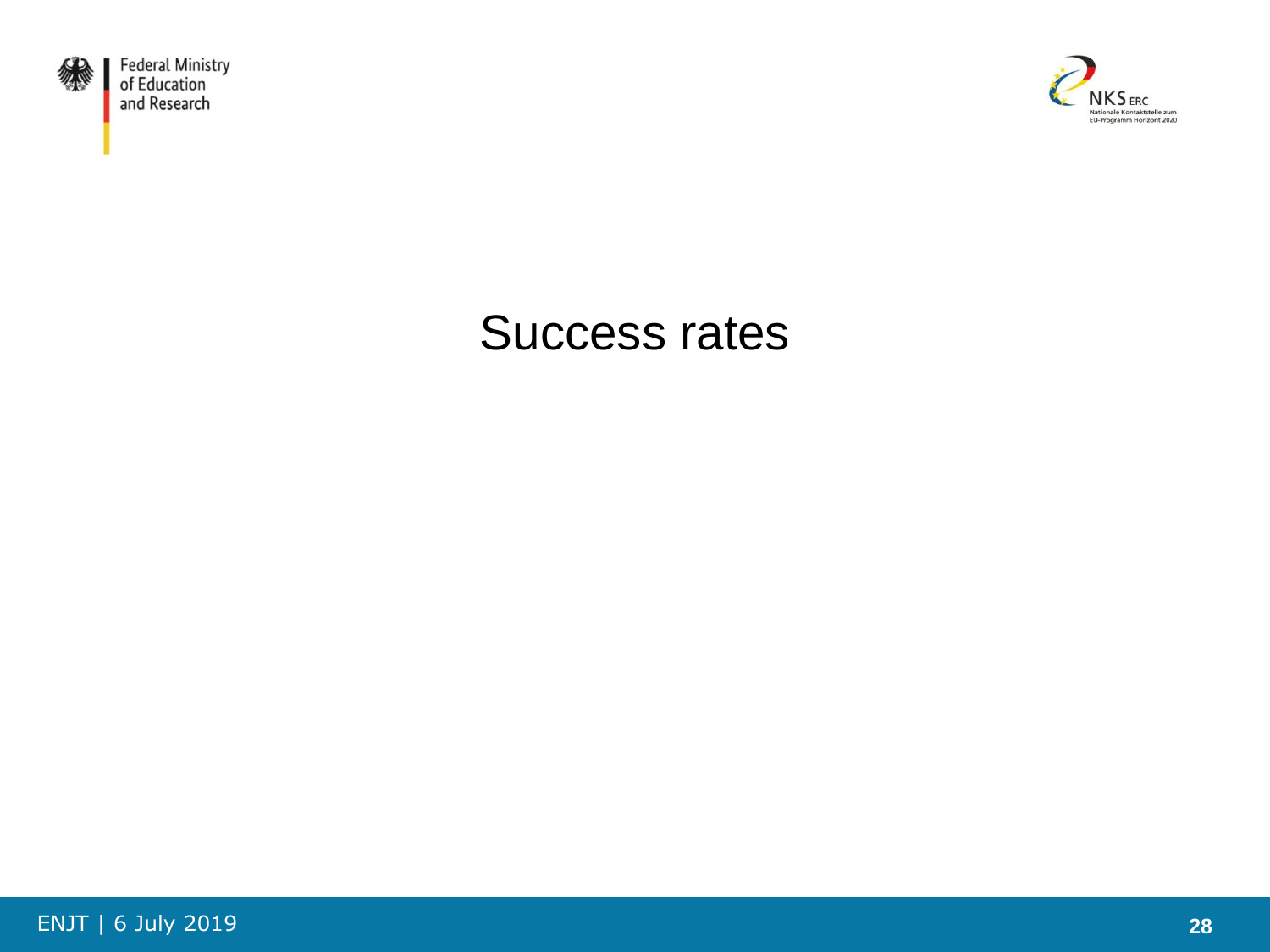# Success rates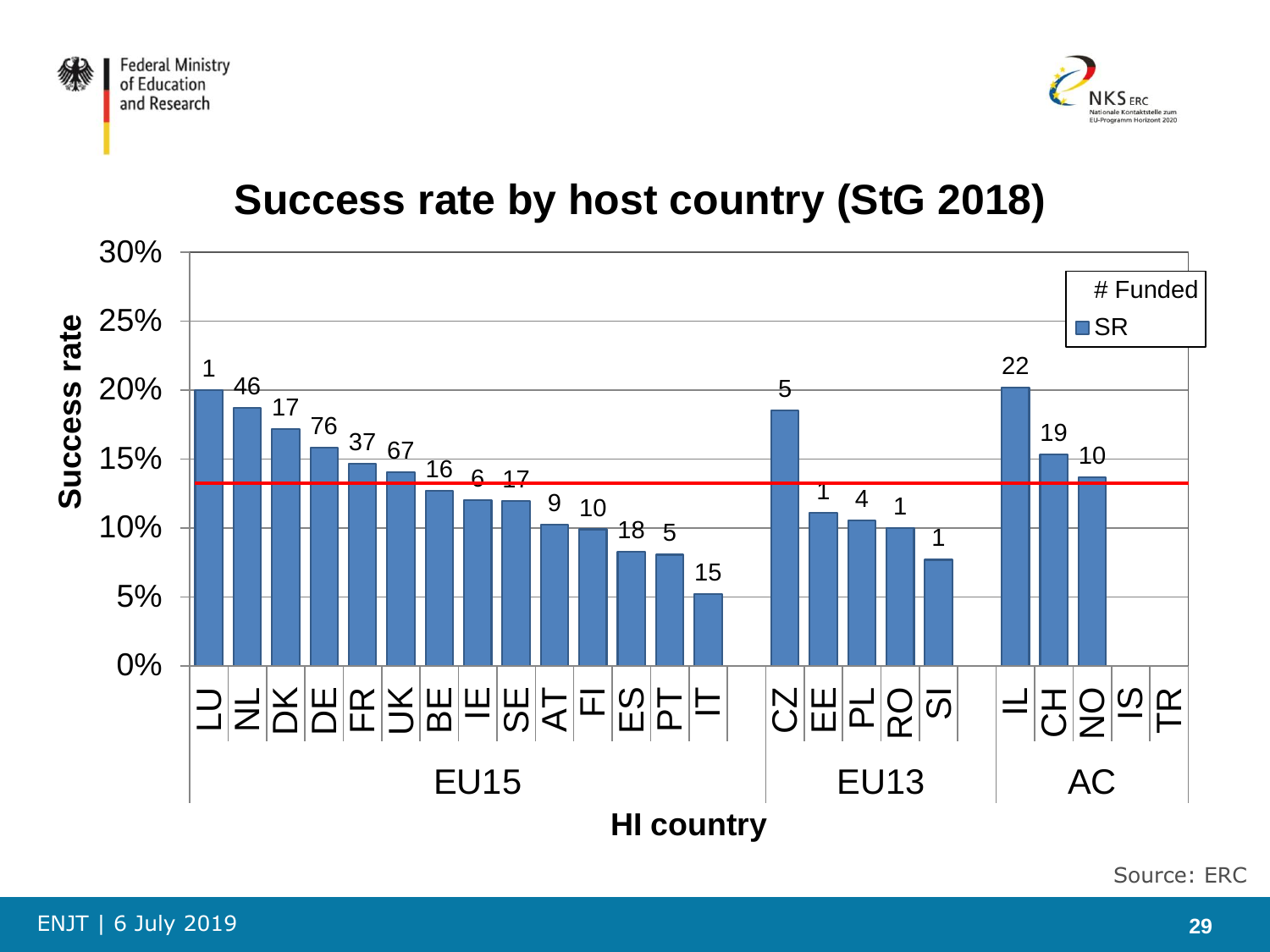# Success rate by host country (StG 2018)

| Group | HI country | # Funded | SR |
|---|---|---|---|
| EU15 | LU | 1 | 20% |
| EU15 | NL | 46 | |
| EU15 | DK | 17 | |
| EU15 | DE | 76 | |
| EU15 | FR | 37 | |
| EU15 | UK | 67 | |
| EU15 | BE | 16 | |
| EU15 | IE | 6 | |
| EU15 | SE | 17 | |
| EU15 | AT | 9 | |
| EU15 | FI | 10 | |
| EU15 | ES | 18 | |
| EU15 | PT | 5 | |
| EU15 | IT | 15 | |
| EU13 | CZ | 5 | |
| EU13 | EE | 1 | |
| EU13 | PL | 4 | |
| EU13 | RO | 1 | |
| EU13 | SI | 1 | |
| AC | IL | 22 | |
| AC | CH | 19 | |
| AC | NO | 10 | |
| AC | IS | | |
| AC | TR | | |

Source: ERC

ENJT | 6 July 2019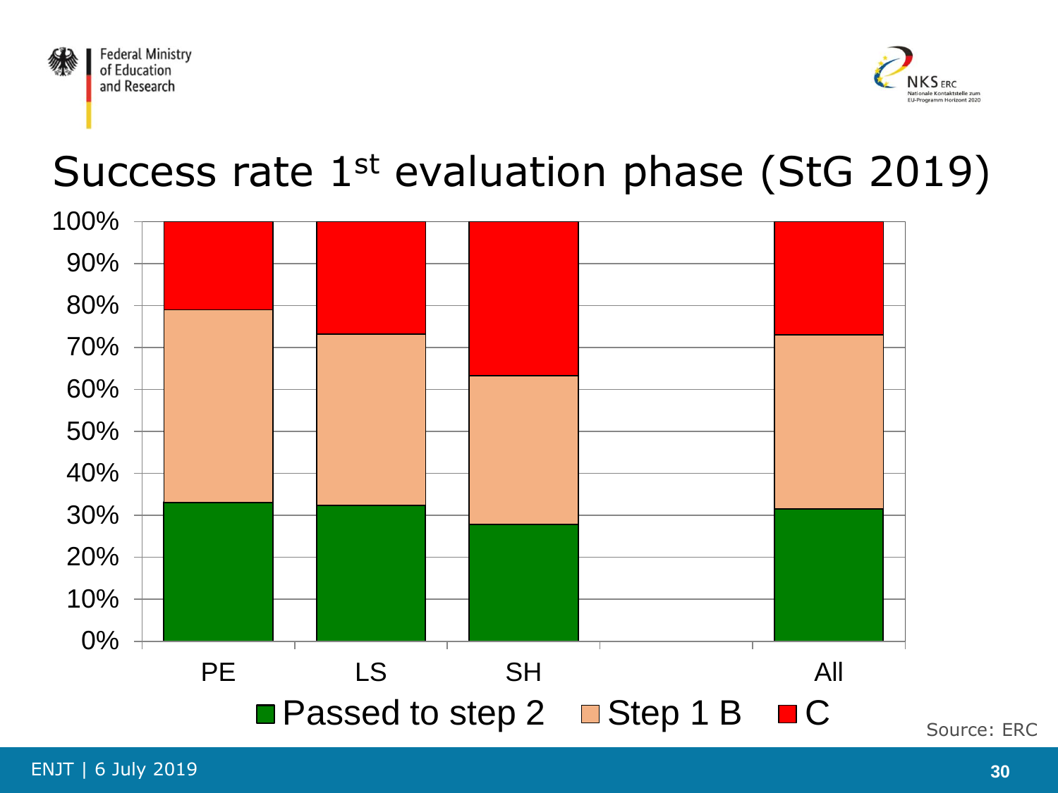# Success rate 1st evaluation phase (StG 2019)

| | Passed to step 2 | Step 1 B | C |
|---|---|---|---|
| PE | ~33% | ~46% | ~21% |
| LS | ~32% | ~41% | ~27% |
| SH | ~28% | ~35% | ~37% |
| All | ~31% | ~42% | ~27% |

Source: ERC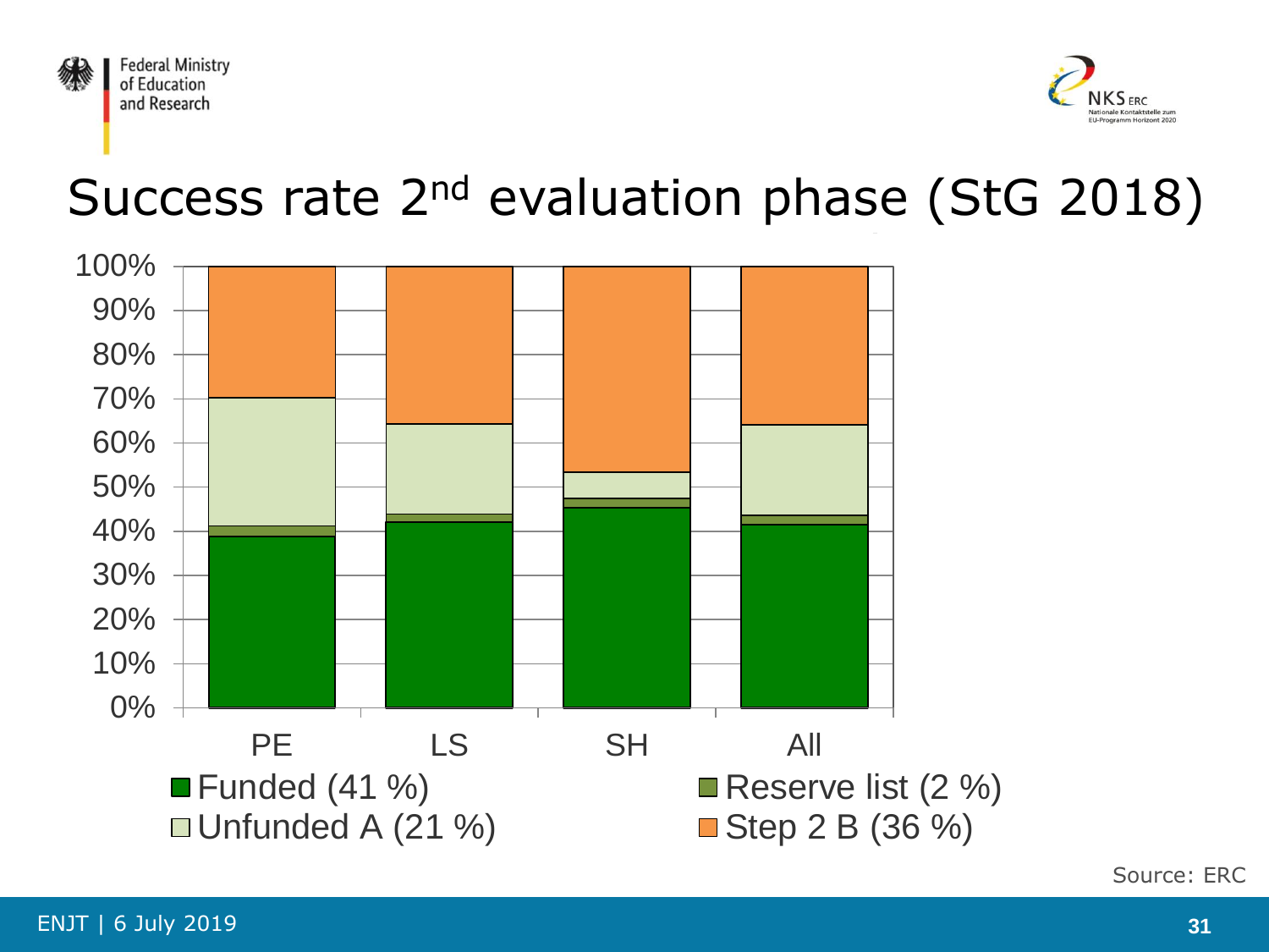# Success rate 2[nd] evaluation phase (StG 2018)

100%
90%
80%
70%
60%
50%
40%
30%
20%
10%
0%

PE LS SH All

- Funded (41 %)
- Reserve list (2 %)
- Unfunded A (21 %)
- Step 2 B (36 %)

Source: ERC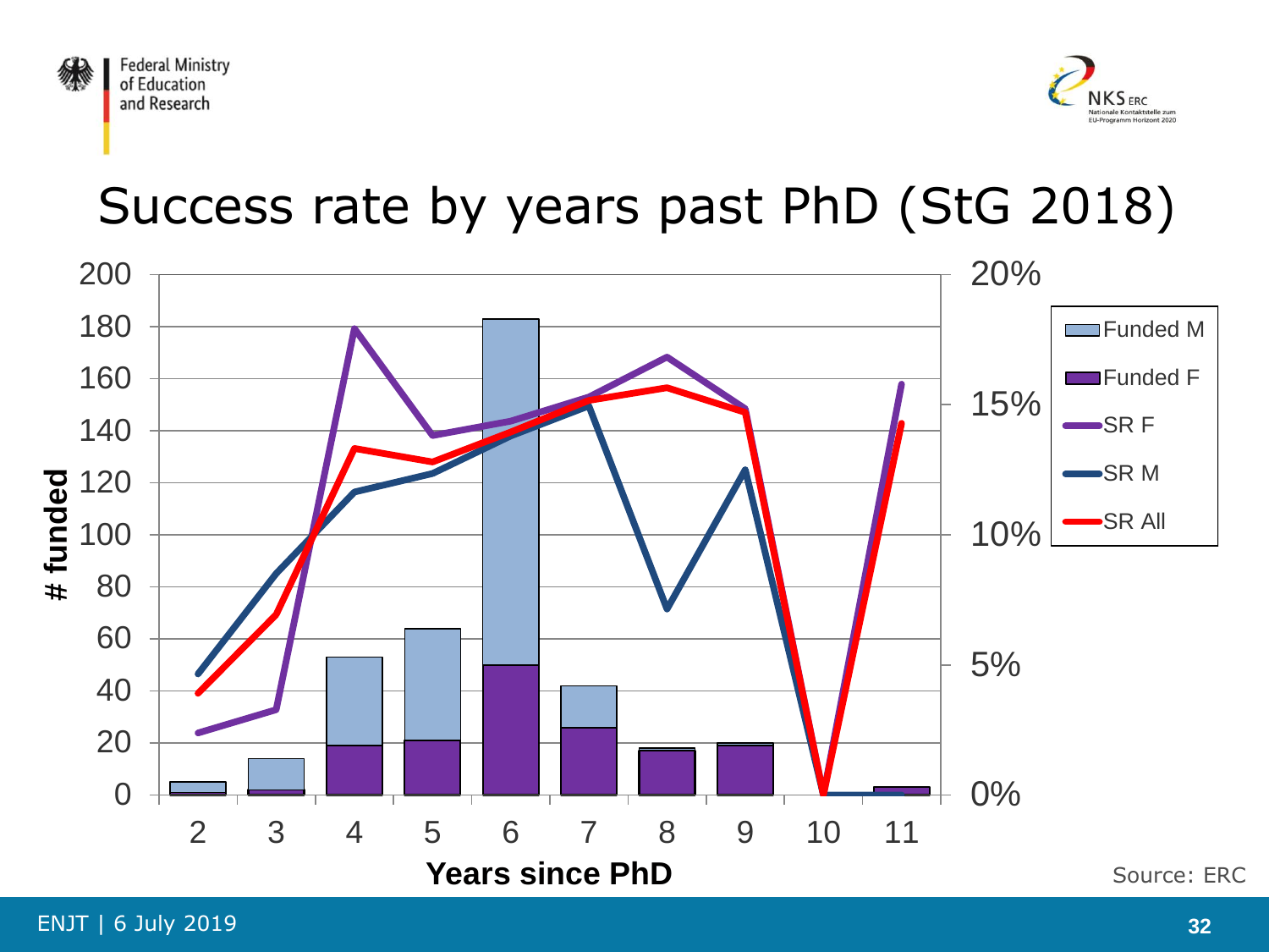# Success rate by years past PhD (StG 2018)

# funded

200
180
160
140
120
100
80
60
40
20
0

20%
15%
10%
5%
0%

2 3 4 5 6 7 8 9 10 11

**Years since PhD**

- Funded M
- Funded F
- SR F
- SR M
- SR All

Source: ERC

ENJT | 6 July 2019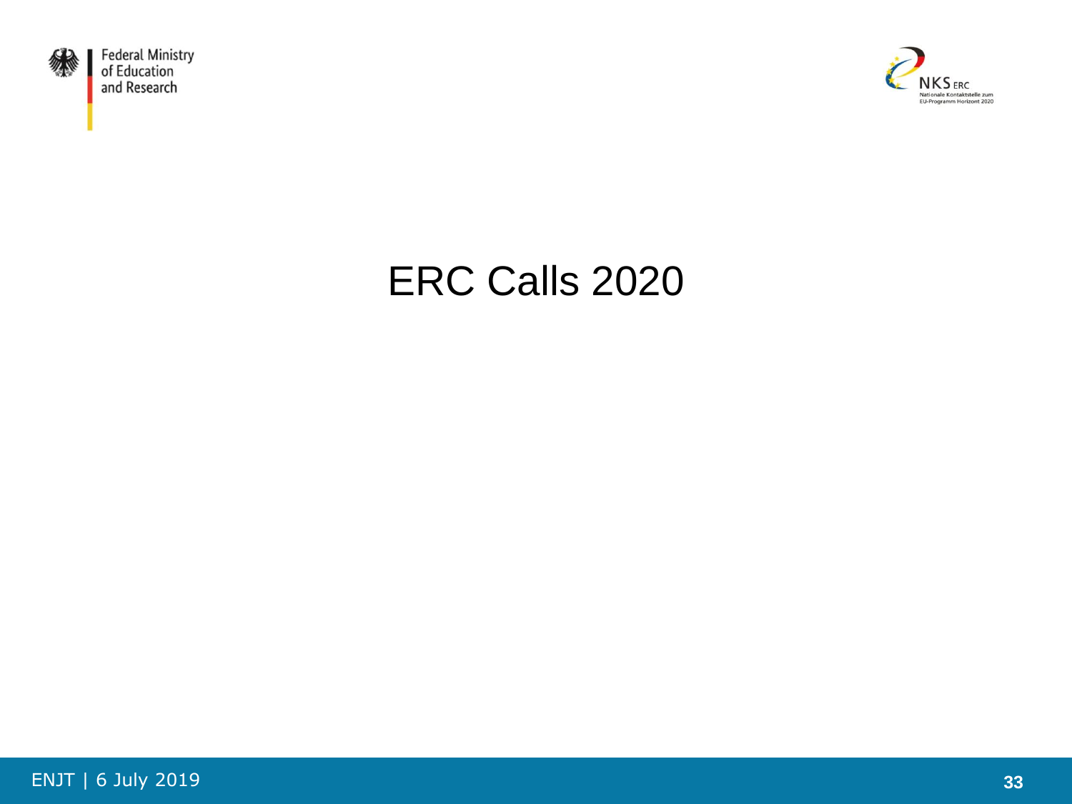# ERC Calls 2020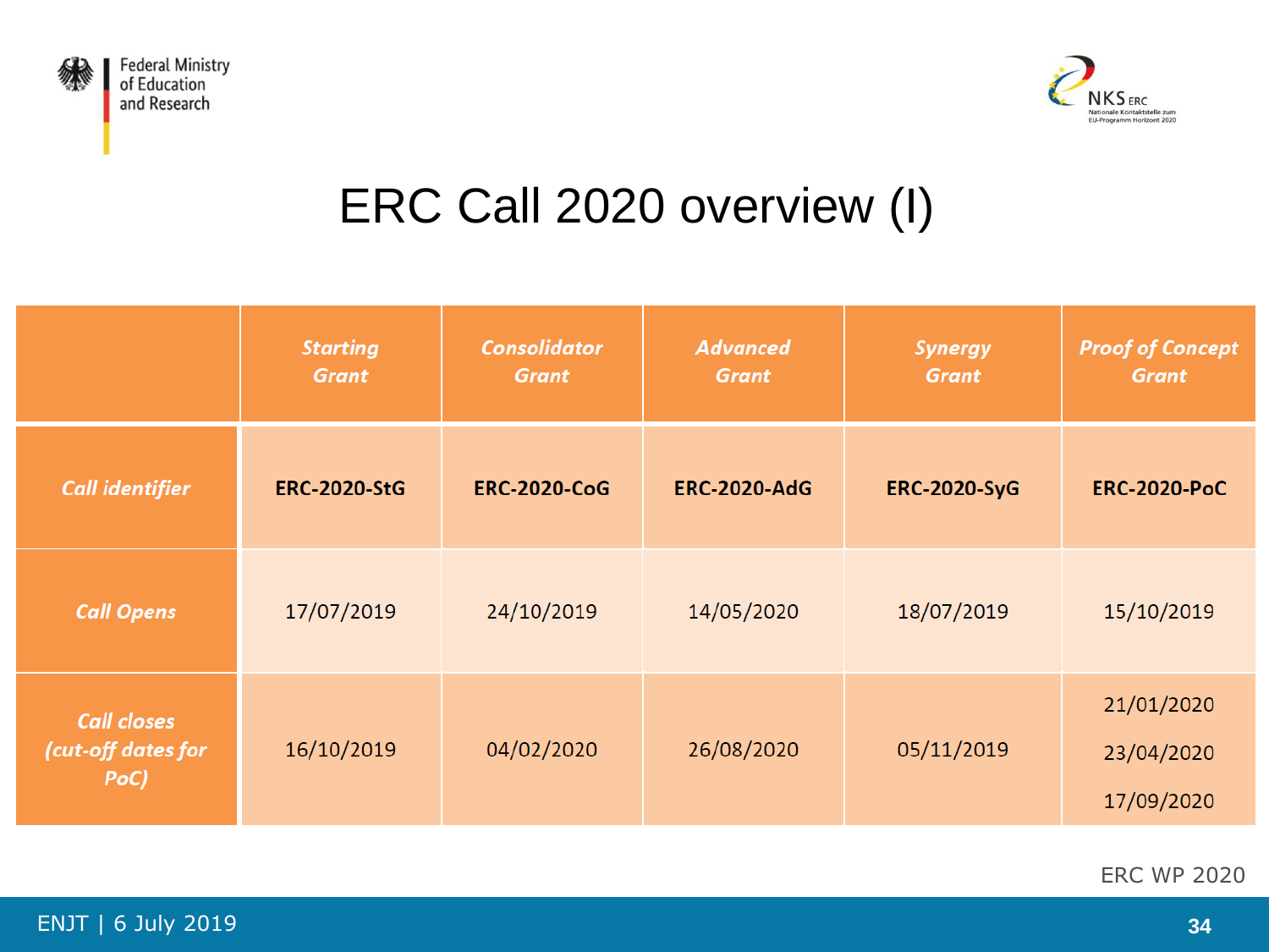# ERC Call 2020 overview (I)

| | *Starting Grant* | *Consolidator Grant* | *Advanced Grant* | *Synergy Grant* | *Proof of Concept Grant* |
|---|---|---|---|---|---|
| *Call identifier* | **ERC-2020-StG** | **ERC-2020-CoG** | **ERC-2020-AdG** | **ERC-2020-SyG** | **ERC-2020-PoC** |
| *Call Opens* | 17/07/2019 | 24/10/2019 | 14/05/2020 | 18/07/2019 | 15/10/2019 |
| *Call closes (cut-off dates for PoC)* | 16/10/2019 | 04/02/2020 | 26/08/2020 | 05/11/2019 | 21/01/2020<br>23/04/2020<br>17/09/2020 |

ERC WP 2020

ENJT | 6 July 2019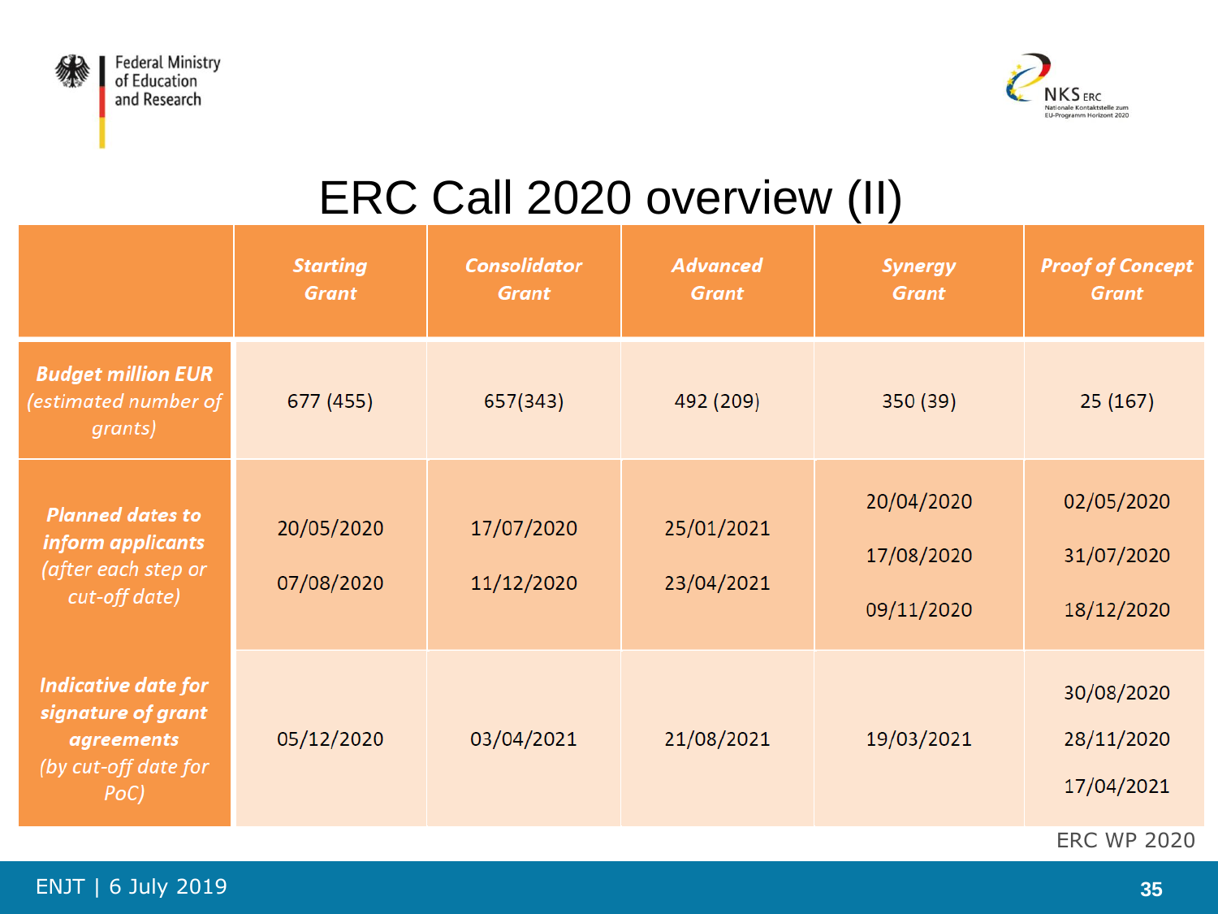# ERC Call 2020 overview (II)

| | *Starting Grant* | *Consolidator Grant* | *Advanced Grant* | *Synergy Grant* | *Proof of Concept Grant* |
|---|---|---|---|---|---|
| ***Budget million EUR*** *(estimated number of grants)* | 677 (455) | 657(343) | 492 (209) | 350 (39) | 25 (167) |
| ***Planned dates to inform applicants*** *(after each step or cut-off date)* | 20/05/2020<br>07/08/2020 | 17/07/2020<br>11/12/2020 | 25/01/2021<br>23/04/2021 | 20/04/2020<br>17/08/2020<br>09/11/2020 | 02/05/2020<br>31/07/2020<br>18/12/2020 |
| ***Indicative date for signature of grant agreements*** *(by cut-off date for PoC)* | 05/12/2020 | 03/04/2021 | 21/08/2021 | 19/03/2021 | 30/08/2020<br>28/11/2020<br>17/04/2021 |

ERC WP 2020

ENJT | 6 July 2019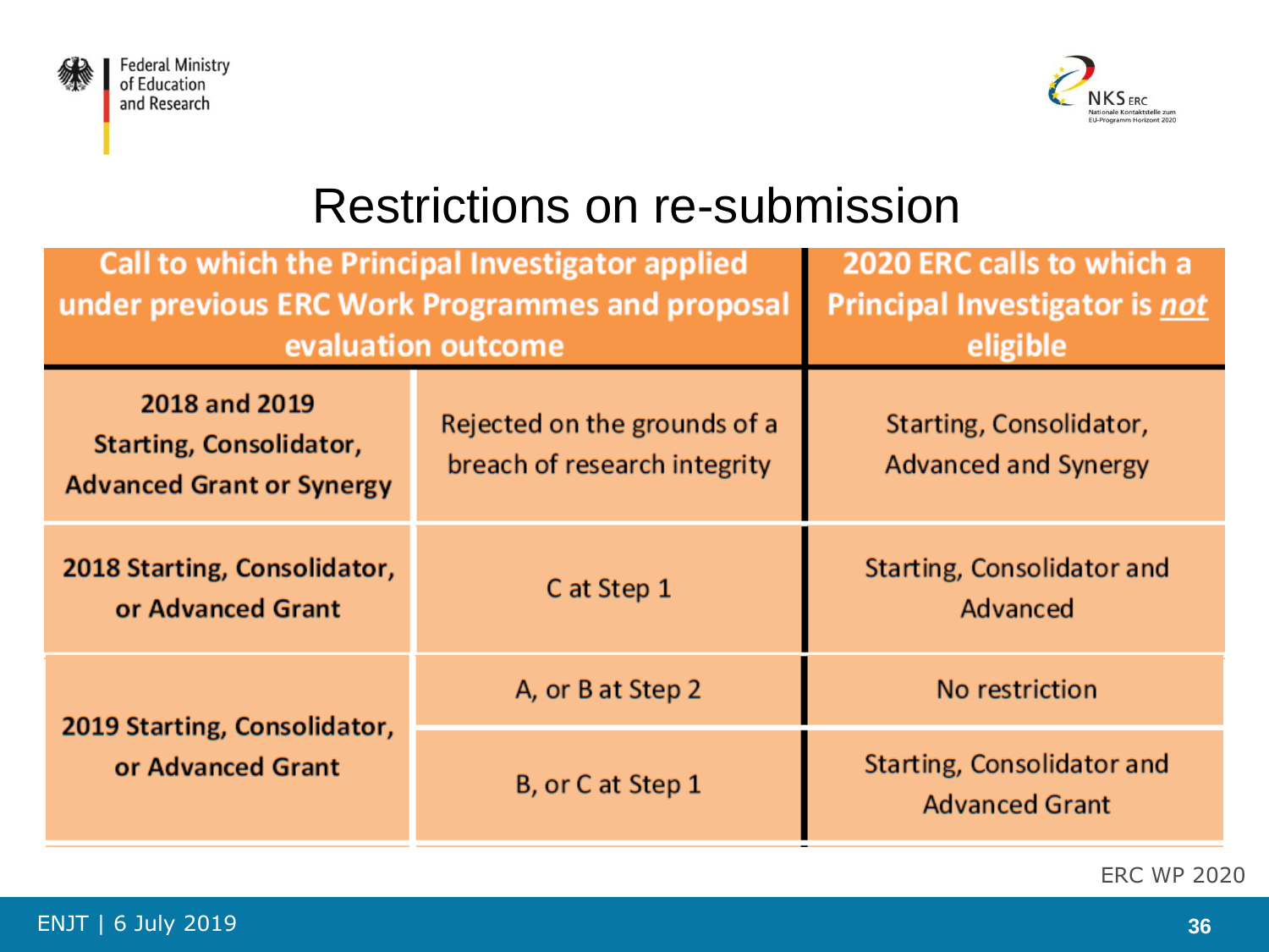# Restrictions on re-submission

| Call to which the Principal Investigator applied under previous ERC Work Programmes and proposal evaluation outcome | | 2020 ERC calls to which a Principal Investigator is ***not*** eligible |
|---|---|---|
| **2018 and 2019 Starting, Consolidator, Advanced Grant or Synergy** | Rejected on the grounds of a breach of research integrity | Starting, Consolidator, Advanced and Synergy |
| **2018 Starting, Consolidator, or Advanced Grant** | C at Step 1 | Starting, Consolidator and Advanced |
| **2019 Starting, Consolidator, or Advanced Grant** | A, or B at Step 2 | No restriction |
| | B, or C at Step 1 | Starting, Consolidator and Advanced Grant |

ERC WP 2020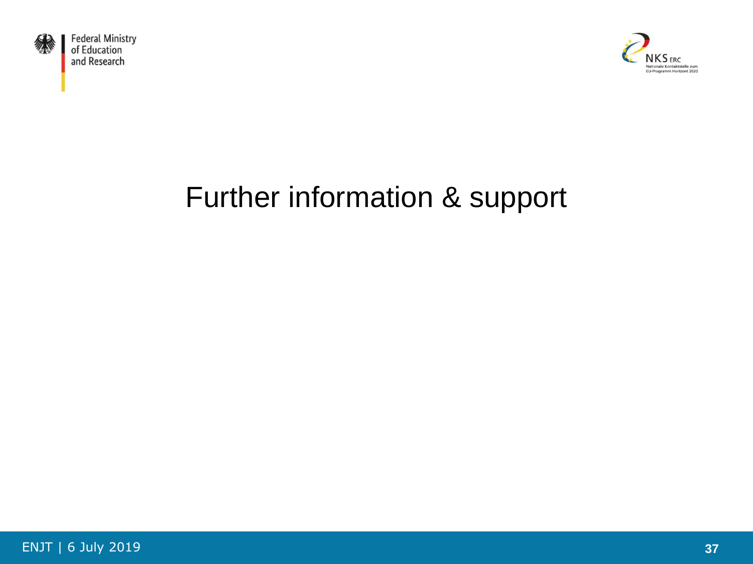# Further information & support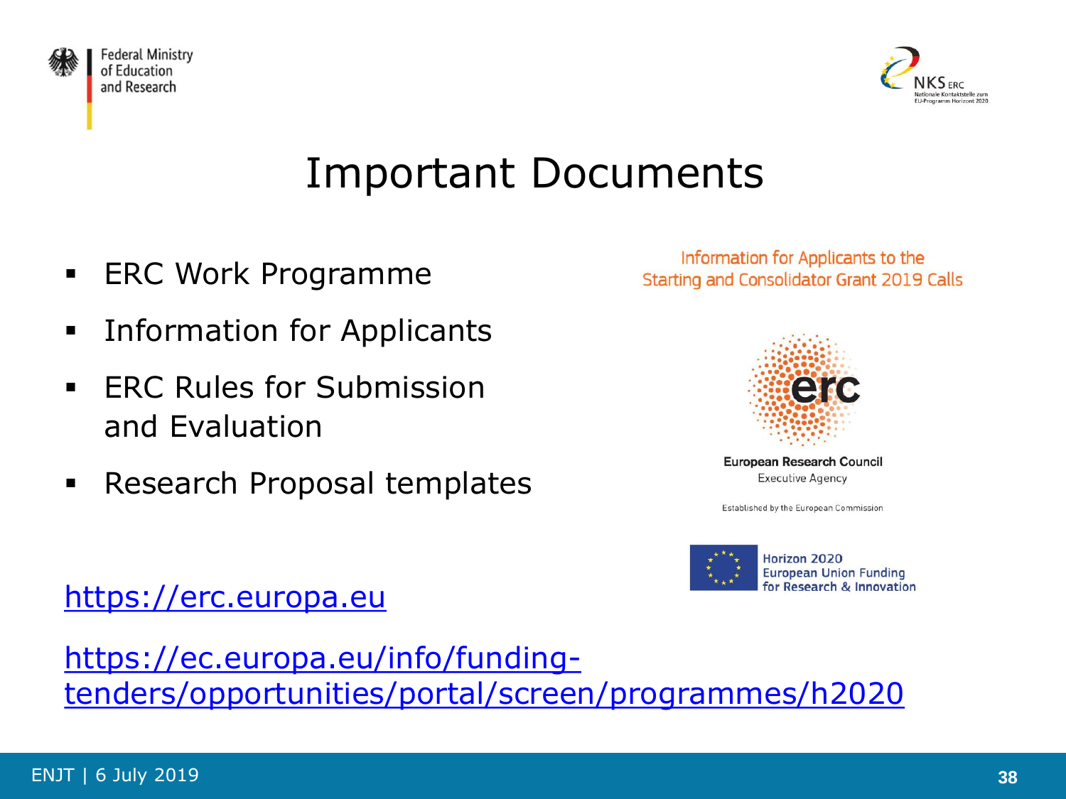# Important Documents

- ERC Work Programme
- Information for Applicants
- ERC Rules for Submission and Evaluation
- Research Proposal templates

Information for Applicants to the Starting and Consolidator Grant 2019 Calls

European Research Council
Executive Agency

Established by the European Commission

Horizon 2020
European Union Funding
for Research & Innovation

https://erc.europa.eu

https://ec.europa.eu/info/funding-tenders/opportunities/portal/screen/programmes/h2020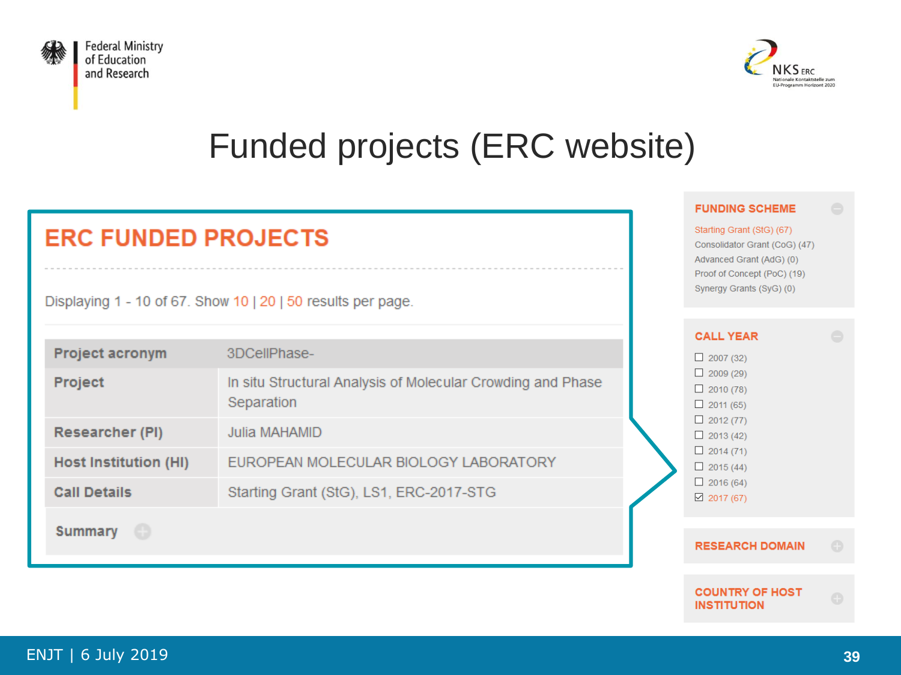# Funded projects (ERC website)

## ERC FUNDED PROJECTS

Displaying 1 - 10 of 67. Show 10 | 20 | 50 results per page.

| Project acronym | 3DCellPhase- |
|---|---|
| Project | In situ Structural Analysis of Molecular Crowding and Phase Separation |
| Researcher (PI) | Julia MAHAMID |
| Host Institution (HI) | EUROPEAN MOLECULAR BIOLOGY LABORATORY |
| Call Details | Starting Grant (StG), LS1, ERC-2017-STG |
| Summary | |

### FUNDING SCHEME

- Starting Grant (StG) (67)
- Consolidator Grant (CoG) (47)
- Advanced Grant (AdG) (0)
- Proof of Concept (PoC) (19)
- Synergy Grants (SyG) (0)

### CALL YEAR

- ☐ 2007 (32)
- ☐ 2009 (29)
- ☐ 2010 (78)
- ☐ 2011 (65)
- ☐ 2012 (77)
- ☐ 2013 (42)
- ☐ 2014 (71)
- ☐ 2015 (44)
- ☐ 2016 (64)
- ☑ 2017 (67)

### RESEARCH DOMAIN

### COUNTRY OF HOST INSTITUTION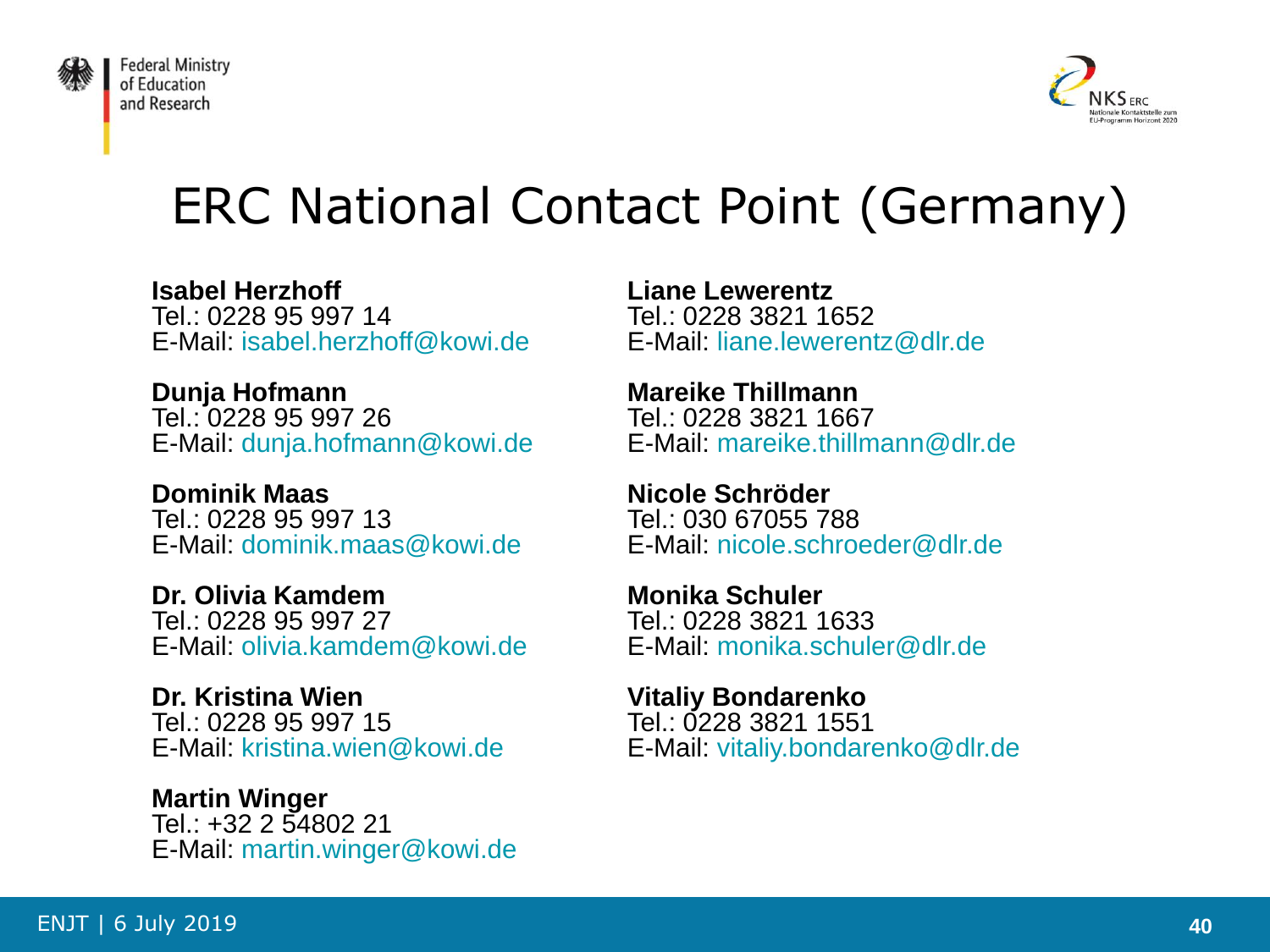# ERC National Contact Point (Germany)

**Isabel Herzhoff**
Tel.: 0228 95 997 14
E-Mail: isabel.herzhoff@kowi.de

**Dunja Hofmann**
Tel.: 0228 95 997 26
E-Mail: dunja.hofmann@kowi.de

**Dominik Maas**
Tel.: 0228 95 997 13
E-Mail: dominik.maas@kowi.de

**Dr. Olivia Kamdem**
Tel.: 0228 95 997 27
E-Mail: olivia.kamdem@kowi.de

**Dr. Kristina Wien**
Tel.: 0228 95 997 15
E-Mail: kristina.wien@kowi.de

**Martin Winger**
Tel.: +32 2 54802 21
E-Mail: martin.winger@kowi.de

**Liane Lewerentz**
Tel.: 0228 3821 1652
E-Mail: liane.lewerentz@dlr.de

**Mareike Thillmann**
Tel.: 0228 3821 1667
E-Mail: mareike.thillmann@dlr.de

**Nicole Schröder**
Tel.: 030 67055 788
E-Mail: nicole.schroeder@dlr.de

**Monika Schuler**
Tel.: 0228 3821 1633
E-Mail: monika.schuler@dlr.de

**Vitaliy Bondarenko**
Tel.: 0228 3821 1551
E-Mail: vitaliy.bondarenko@dlr.de